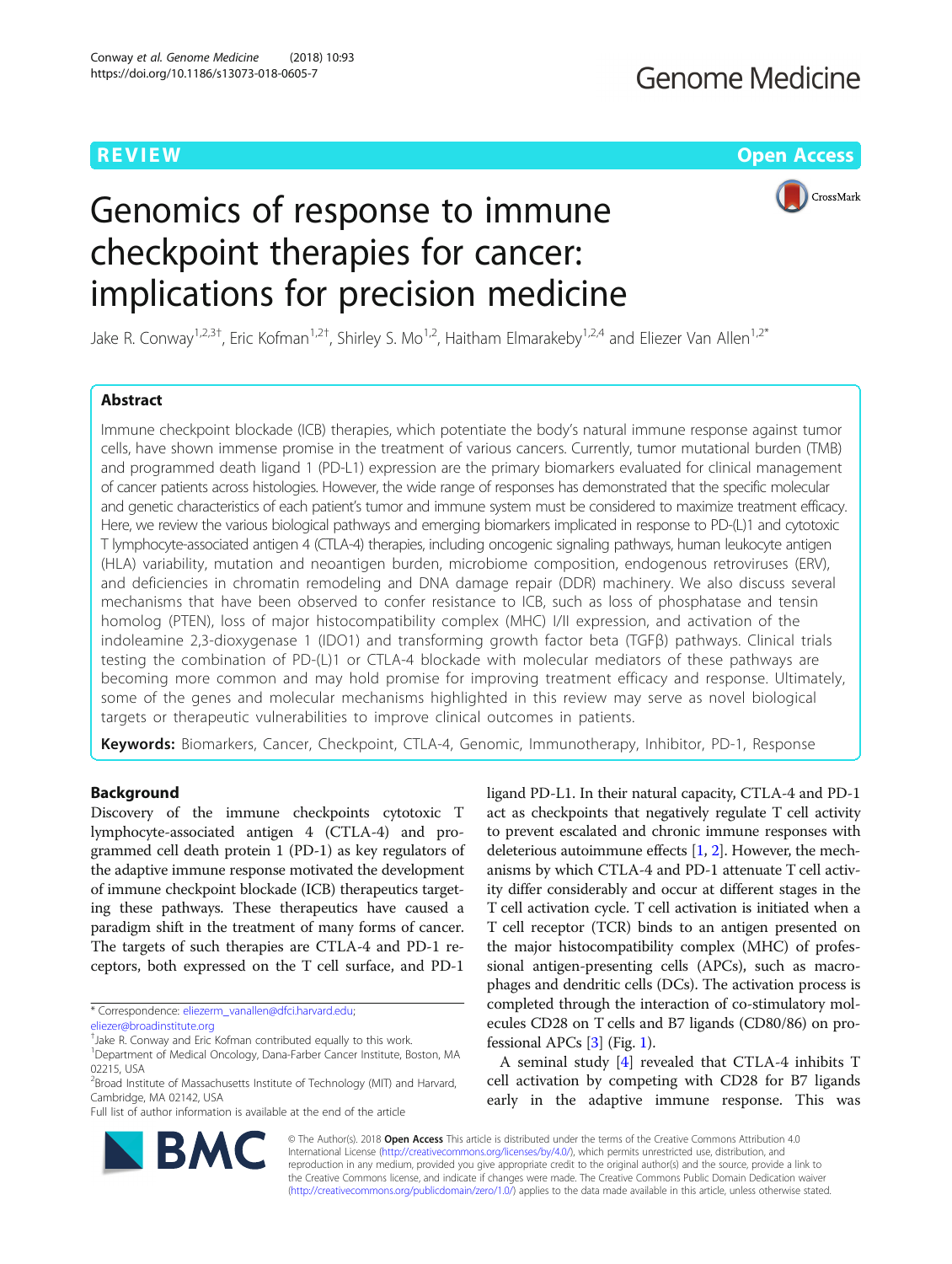REVIEW

Open Access

# Genomics of response to immune checkpoint therapies for cancer: implications for precision medicine

Jake R. Conway[1,2,3†], Eric Kofman[1,2†], Shirley S. Mo[1,2], Haitham Elmarakeby[1,2,4] and Eliezer Van Allen[1,2*]

## Abstract

Immune checkpoint blockade (ICB) therapies, which potentiate the body's natural immune response against tumor cells, have shown immense promise in the treatment of various cancers. Currently, tumor mutational burden (TMB) and programmed death ligand 1 (PD-L1) expression are the primary biomarkers evaluated for clinical management of cancer patients across histologies. However, the wide range of responses has demonstrated that the specific molecular and genetic characteristics of each patient's tumor and immune system must be considered to maximize treatment efficacy. Here, we review the various biological pathways and emerging biomarkers implicated in response to PD-(L)1 and cytotoxic T lymphocyte-associated antigen 4 (CTLA-4) therapies, including oncogenic signaling pathways, human leukocyte antigen (HLA) variability, mutation and neoantigen burden, microbiome composition, endogenous retroviruses (ERV), and deficiencies in chromatin remodeling and DNA damage repair (DDR) machinery. We also discuss several mechanisms that have been observed to confer resistance to ICB, such as loss of phosphatase and tensin homolog (PTEN), loss of major histocompatibility complex (MHC) I/II expression, and activation of the indoleamine 2,3-dioxygenase 1 (IDO1) and transforming growth factor beta (TGFβ) pathways. Clinical trials testing the combination of PD-(L)1 or CTLA-4 blockade with molecular mediators of these pathways are becoming more common and may hold promise for improving treatment efficacy and response. Ultimately, some of the genes and molecular mechanisms highlighted in this review may serve as novel biological targets or therapeutic vulnerabilities to improve clinical outcomes in patients.

**Keywords:** Biomarkers, Cancer, Checkpoint, CTLA-4, Genomic, Immunotherapy, Inhibitor, PD-1, Response

## Background

Discovery of the immune checkpoints cytotoxic T lymphocyte-associated antigen 4 (CTLA-4) and programmed cell death protein 1 (PD-1) as key regulators of the adaptive immune response motivated the development of immune checkpoint blockade (ICB) therapeutics targeting these pathways. These therapeutics have caused a paradigm shift in the treatment of many forms of cancer. The targets of such therapies are CTLA-4 and PD-1 receptors, both expressed on the T cell surface, and PD-1 ligand PD-L1. In their natural capacity, CTLA-4 and PD-1 act as checkpoints that negatively regulate T cell activity to prevent escalated and chronic immune responses with deleterious autoimmune effects [1, 2]. However, the mechanisms by which CTLA-4 and PD-1 attenuate T cell activity differ considerably and occur at different stages in the T cell activation cycle. T cell activation is initiated when a T cell receptor (TCR) binds to an antigen presented on the major histocompatibility complex (MHC) of professional antigen-presenting cells (APCs), such as macrophages and dendritic cells (DCs). The activation process is completed through the interaction of co-stimulatory molecules CD28 on T cells and B7 ligands (CD80/86) on professional APCs [3] (Fig. 1).

A seminal study [4] revealed that CTLA-4 inhibits T cell activation by competing with CD28 for B7 ligands early in the adaptive immune response. This was

\* Correspondence: eliezerm_vanallen@dfci.harvard.edu; eliezer@broadinstitute.org

†Jake R. Conway and Eric Kofman contributed equally to this work.

[1]Department of Medical Oncology, Dana-Farber Cancer Institute, Boston, MA 02215, USA

[2]Broad Institute of Massachusetts Institute of Technology (MIT) and Harvard, Cambridge, MA 02142, USA

Full list of author information is available at the end of the article

© The Author(s). 2018 **Open Access** This article is distributed under the terms of the Creative Commons Attribution 4.0 International License (http://creativecommons.org/licenses/by/4.0/), which permits unrestricted use, distribution, and reproduction in any medium, provided you give appropriate credit to the original author(s) and the source, provide a link to the Creative Commons license, and indicate if changes were made. The Creative Commons Public Domain Dedication waiver (http://creativecommons.org/publicdomain/zero/1.0/) applies to the data made available in this article, unless otherwise stated.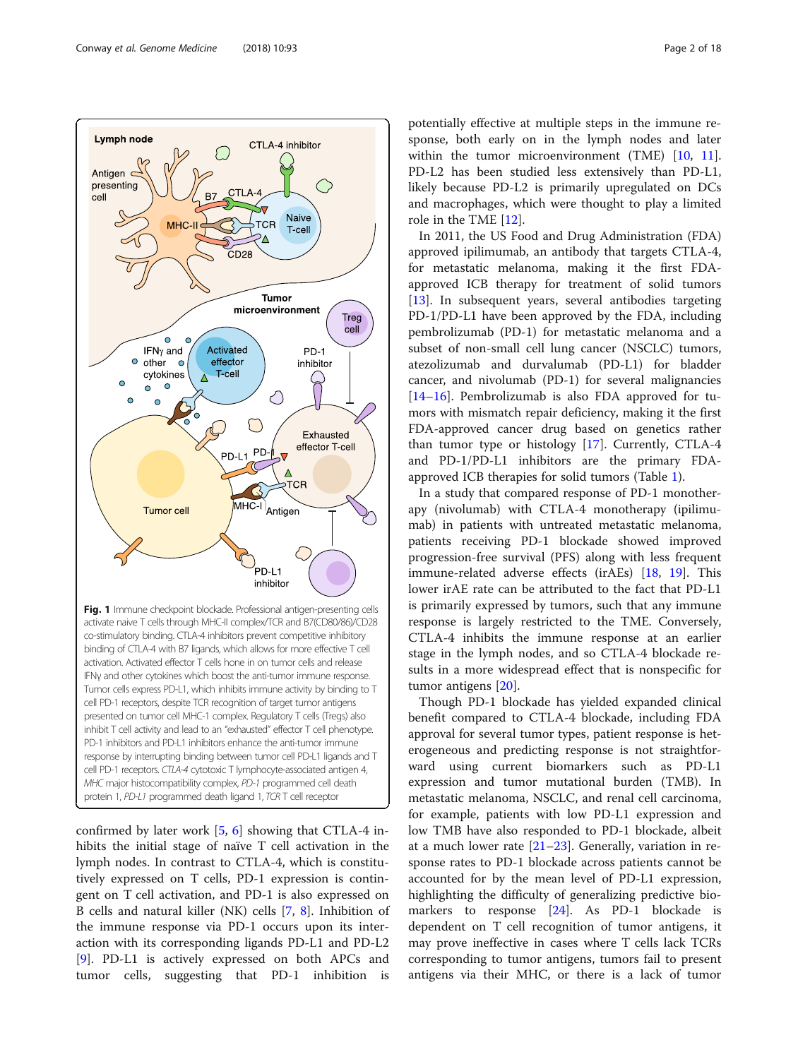**Fig. 1** Immune checkpoint blockade. Professional antigen-presenting cells activate naive T cells through MHC-II complex/TCR and B7(CD80/86)/CD28 co-stimulatory binding. CTLA-4 inhibitors prevent competitive inhibitory binding of CTLA-4 with B7 ligands, which allows for more effective T cell activation. Activated effector T cells hone in on tumor cells and release IFNγ and other cytokines which boost the anti-tumor immune response. Tumor cells express PD-L1, which inhibits immune activity by binding to T cell PD-1 receptors, despite TCR recognition of target tumor antigens presented on tumor cell MHC-1 complex. Regulatory T cells (Tregs) also inhibit T cell activity and lead to an "exhausted" effector T cell phenotype. PD-1 inhibitors and PD-L1 inhibitors enhance the anti-tumor immune response by interrupting binding between tumor cell PD-L1 ligands and T cell PD-1 receptors. *CTLA-4* cytotoxic T lymphocyte-associated antigen 4, *MHC* major histocompatibility complex, *PD-1* programmed cell death protein 1, *PD-L1* programmed death ligand 1, *TCR* T cell receptor

confirmed by later work [5, 6] showing that CTLA-4 inhibits the initial stage of naïve T cell activation in the lymph nodes. In contrast to CTLA-4, which is constitutively expressed on T cells, PD-1 expression is contingent on T cell activation, and PD-1 is also expressed on B cells and natural killer (NK) cells [7, 8]. Inhibition of the immune response via PD-1 occurs upon its interaction with its corresponding ligands PD-L1 and PD-L2 [9]. PD-L1 is actively expressed on both APCs and tumor cells, suggesting that PD-1 inhibition is potentially effective at multiple steps in the immune response, both early on in the lymph nodes and later within the tumor microenvironment (TME) [10, 11]. PD-L2 has been studied less extensively than PD-L1, likely because PD-L2 is primarily upregulated on DCs and macrophages, which were thought to play a limited role in the TME [12].

In 2011, the US Food and Drug Administration (FDA) approved ipilimumab, an antibody that targets CTLA-4, for metastatic melanoma, making it the first FDA-approved ICB therapy for treatment of solid tumors [13]. In subsequent years, several antibodies targeting PD-1/PD-L1 have been approved by the FDA, including pembrolizumab (PD-1) for metastatic melanoma and a subset of non-small cell lung cancer (NSCLC) tumors, atezolizumab and durvalumab (PD-L1) for bladder cancer, and nivolumab (PD-1) for several malignancies [14–16]. Pembrolizumab is also FDA approved for tumors with mismatch repair deficiency, making it the first FDA-approved cancer drug based on genetics rather than tumor type or histology [17]. Currently, CTLA-4 and PD-1/PD-L1 inhibitors are the primary FDA-approved ICB therapies for solid tumors (Table 1).

In a study that compared response of PD-1 monotherapy (nivolumab) with CTLA-4 monotherapy (ipilimumab) in patients with untreated metastatic melanoma, patients receiving PD-1 blockade showed improved progression-free survival (PFS) along with less frequent immune-related adverse effects (irAEs) [18, 19]. This lower irAE rate can be attributed to the fact that PD-L1 is primarily expressed by tumors, such that any immune response is largely restricted to the TME. Conversely, CTLA-4 inhibits the immune response at an earlier stage in the lymph nodes, and so CTLA-4 blockade results in a more widespread effect that is nonspecific for tumor antigens [20].

Though PD-1 blockade has yielded expanded clinical benefit compared to CTLA-4 blockade, including FDA approval for several tumor types, patient response is heterogeneous and predicting response is not straightforward using current biomarkers such as PD-L1 expression and tumor mutational burden (TMB). In metastatic melanoma, NSCLC, and renal cell carcinoma, for example, patients with low PD-L1 expression and low TMB have also responded to PD-1 blockade, albeit at a much lower rate [21–23]. Generally, variation in response rates to PD-1 blockade across patients cannot be accounted for by the mean level of PD-L1 expression, highlighting the difficulty of generalizing predictive biomarkers to response [24]. As PD-1 blockade is dependent on T cell recognition of tumor antigens, it may prove ineffective in cases where T cells lack TCRs corresponding to tumor antigens, tumors fail to present antigens via their MHC, or there is a lack of tumor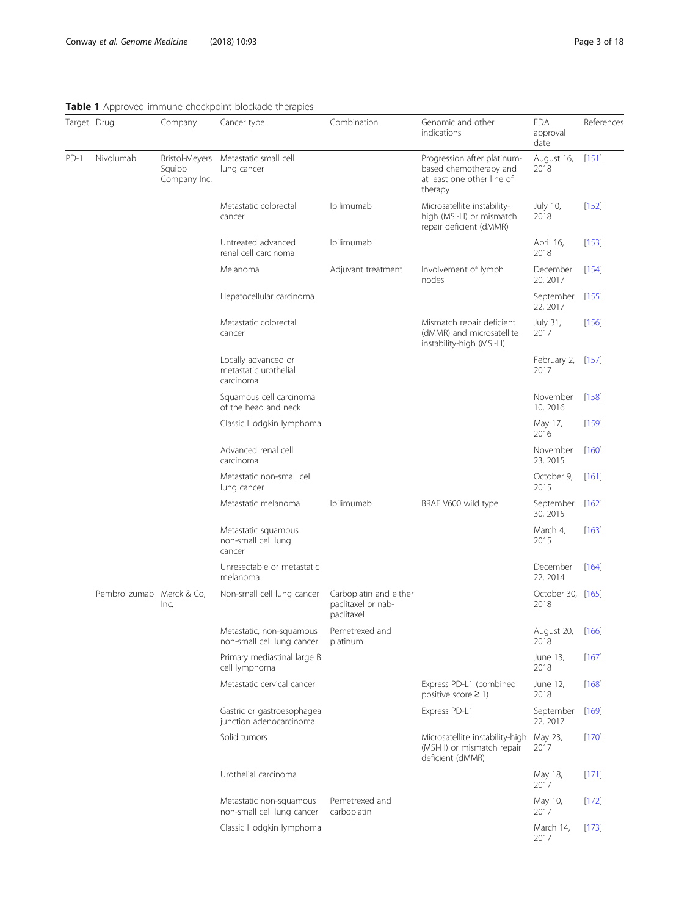**Table 1** Approved immune checkpoint blockade therapies

| Target | Drug | Company | Cancer type | Combination | Genomic and other indications | FDA approval date | References |
|---|---|---|---|---|---|---|---|
| PD-1 | Nivolumab | Bristol-Meyers Squibb Company Inc. | Metastatic small cell lung cancer | | Progression after platinum-based chemotherapy and at least one other line of therapy | August 16, 2018 | [151] |
| | | | Metastatic colorectal cancer | Ipilimumab | Microsatellite instability-high (MSI-H) or mismatch repair deficient (dMMR) | July 10, 2018 | [152] |
| | | | Untreated advanced renal cell carcinoma | Ipilimumab | | April 16, 2018 | [153] |
| | | | Melanoma | Adjuvant treatment | Involvement of lymph nodes | December 20, 2017 | [154] |
| | | | Hepatocellular carcinoma | | | September 22, 2017 | [155] |
| | | | Metastatic colorectal cancer | | Mismatch repair deficient (dMMR) and microsatellite instability-high (MSI-H) | July 31, 2017 | [156] |
| | | | Locally advanced or metastatic urothelial carcinoma | | | February 2, 2017 | [157] |
| | | | Squamous cell carcinoma of the head and neck | | | November 10, 2016 | [158] |
| | | | Classic Hodgkin lymphoma | | | May 17, 2016 | [159] |
| | | | Advanced renal cell carcinoma | | | November 23, 2015 | [160] |
| | | | Metastatic non-small cell lung cancer | | | October 9, 2015 | [161] |
| | | | Metastatic melanoma | Ipilimumab | BRAF V600 wild type | September 30, 2015 | [162] |
| | | | Metastatic squamous non-small cell lung cancer | | | March 4, 2015 | [163] |
| | | | Unresectable or metastatic melanoma | | | December 22, 2014 | [164] |
| | Pembrolizumab | Merck & Co, Inc. | Non-small cell lung cancer | Carboplatin and either paclitaxel or nab-paclitaxel | | October 30, 2018 | [165] |
| | | | Metastatic, non-squamous non-small cell lung cancer | Pemetrexed and platinum | | August 20, 2018 | [166] |
| | | | Primary mediastinal large B cell lymphoma | | | June 13, 2018 | [167] |
| | | | Metastatic cervical cancer | | Express PD-L1 (combined positive score ≥ 1) | June 12, 2018 | [168] |
| | | | Gastric or gastroesophageal junction adenocarcinoma | | Express PD-L1 | September 22, 2017 | [169] |
| | | | Solid tumors | | Microsatellite instability-high (MSI-H) or mismatch repair deficient (dMMR) | May 23, 2017 | [170] |
| | | | Urothelial carcinoma | | | May 18, 2017 | [171] |
| | | | Metastatic non-squamous non-small cell lung cancer | Pemetrexed and carboplatin | | May 10, 2017 | [172] |
| | | | Classic Hodgkin lymphoma | | | March 14, 2017 | [173] |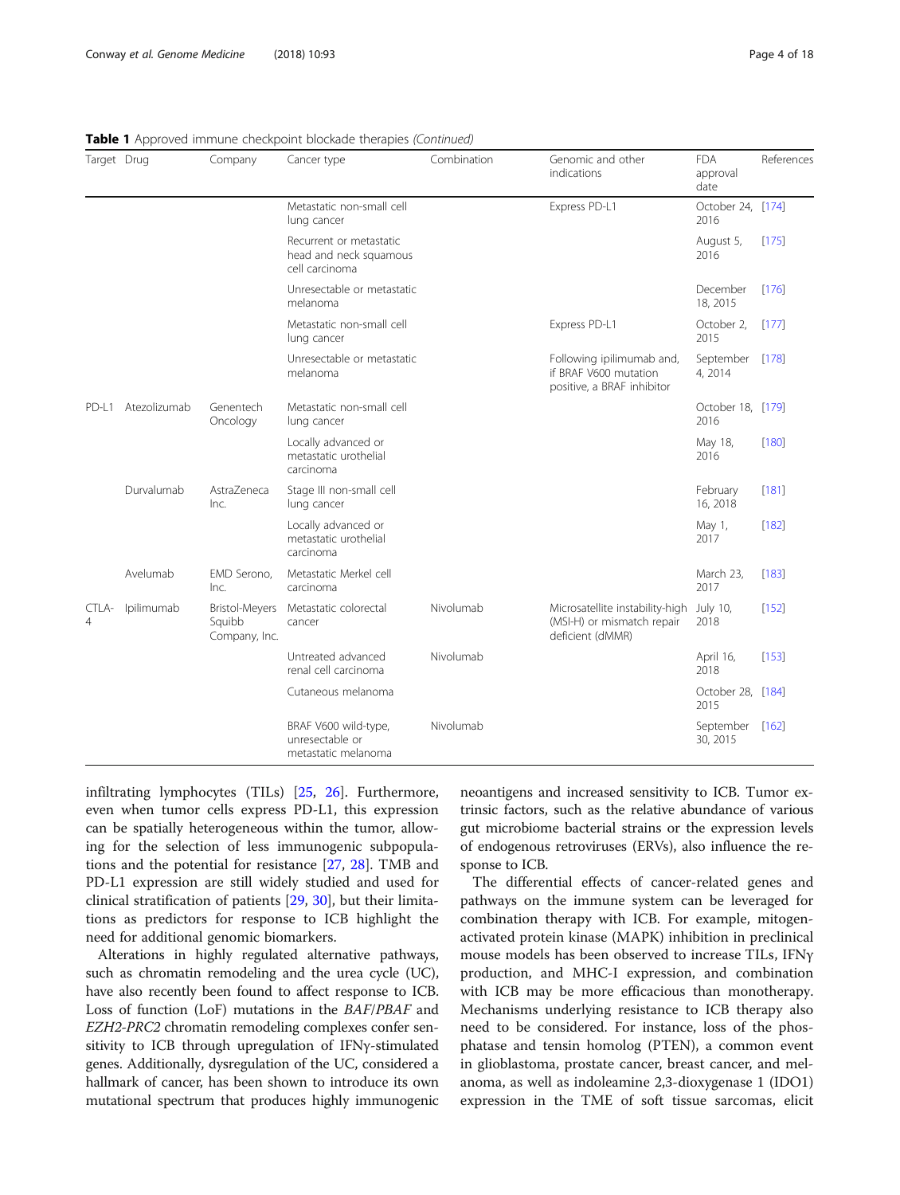**Table 1** Approved immune checkpoint blockade therapies *(Continued)*

| Target | Drug | Company | Cancer type | Combination | Genomic and other indications | FDA approval date | References |
|---|---|---|---|---|---|---|---|
| | | | Metastatic non-small cell lung cancer | | Express PD-L1 | October 24, 2016 | [174] |
| | | | Recurrent or metastatic head and neck squamous cell carcinoma | | | August 5, 2016 | [175] |
| | | | Unresectable or metastatic melanoma | | | December 18, 2015 | [176] |
| | | | Metastatic non-small cell lung cancer | | Express PD-L1 | October 2, 2015 | [177] |
| | | | Unresectable or metastatic melanoma | | Following ipilimumab and, if BRAF V600 mutation positive, a BRAF inhibitor | September 4, 2014 | [178] |
| PD-L1 | Atezolizumab | Genentech Oncology | Metastatic non-small cell lung cancer | | | October 18, 2016 | [179] |
| | | | Locally advanced or metastatic urothelial carcinoma | | | May 18, 2016 | [180] |
| | Durvalumab | AstraZeneca Inc. | Stage III non-small cell lung cancer | | | February 16, 2018 | [181] |
| | | | Locally advanced or metastatic urothelial carcinoma | | | May 1, 2017 | [182] |
| | Avelumab | EMD Serono, Inc. | Metastatic Merkel cell carcinoma | | | March 23, 2017 | [183] |
| CTLA-4 | Ipilimumab | Bristol-Meyers Squibb Company, Inc. | Metastatic colorectal cancer | Nivolumab | Microsatellite instability-high (MSI-H) or mismatch repair deficient (dMMR) | July 10, 2018 | [152] |
| | | | Untreated advanced renal cell carcinoma | Nivolumab | | April 16, 2018 | [153] |
| | | | Cutaneous melanoma | | | October 28, 2015 | [184] |
| | | | BRAF V600 wild-type, unresectable or metastatic melanoma | Nivolumab | | September 30, 2015 | [162] |

infiltrating lymphocytes (TILs) [25, 26]. Furthermore, even when tumor cells express PD-L1, this expression can be spatially heterogeneous within the tumor, allowing for the selection of less immunogenic subpopulations and the potential for resistance [27, 28]. TMB and PD-L1 expression are still widely studied and used for clinical stratification of patients [29, 30], but their limitations as predictors for response to ICB highlight the need for additional genomic biomarkers.

Alterations in highly regulated alternative pathways, such as chromatin remodeling and the urea cycle (UC), have also recently been found to affect response to ICB. Loss of function (LoF) mutations in the *BAF*/*PBAF* and *EZH2-PRC2* chromatin remodeling complexes confer sensitivity to ICB through upregulation of IFNγ-stimulated genes. Additionally, dysregulation of the UC, considered a hallmark of cancer, has been shown to introduce its own mutational spectrum that produces highly immunogenic neoantigens and increased sensitivity to ICB. Tumor extrinsic factors, such as the relative abundance of various gut microbiome bacterial strains or the expression levels of endogenous retroviruses (ERVs), also influence the response to ICB.

The differential effects of cancer-related genes and pathways on the immune system can be leveraged for combination therapy with ICB. For example, mitogen-activated protein kinase (MAPK) inhibition in preclinical mouse models has been observed to increase TILs, IFNγ production, and MHC-I expression, and combination with ICB may be more efficacious than monotherapy. Mechanisms underlying resistance to ICB therapy also need to be considered. For instance, loss of the phosphatase and tensin homolog (PTEN), a common event in glioblastoma, prostate cancer, breast cancer, and melanoma, as well as indoleamine 2,3-dioxygenase 1 (IDO1) expression in the TME of soft tissue sarcomas, elicit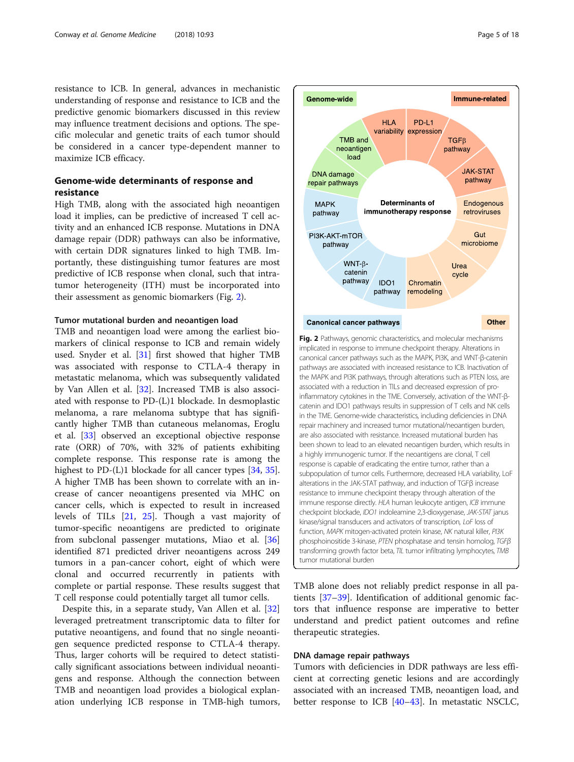resistance to ICB. In general, advances in mechanistic understanding of response and resistance to ICB and the predictive genomic biomarkers discussed in this review may influence treatment decisions and options. The specific molecular and genetic traits of each tumor should be considered in a cancer type-dependent manner to maximize ICB efficacy.

## Genome-wide determinants of response and resistance

High TMB, along with the associated high neoantigen load it implies, can be predictive of increased T cell activity and an enhanced ICB response. Mutations in DNA damage repair (DDR) pathways can also be informative, with certain DDR signatures linked to high TMB. Importantly, these distinguishing tumor features are most predictive of ICB response when clonal, such that intratumor heterogeneity (ITH) must be incorporated into their assessment as genomic biomarkers (Fig. 2).

### Tumor mutational burden and neoantigen load

TMB and neoantigen load were among the earliest biomarkers of clinical response to ICB and remain widely used. Snyder et al. [31] first showed that higher TMB was associated with response to CTLA-4 therapy in metastatic melanoma, which was subsequently validated by Van Allen et al. [32]. Increased TMB is also associated with response to PD-(L)1 blockade. In desmoplastic melanoma, a rare melanoma subtype that has significantly higher TMB than cutaneous melanomas, Eroglu et al. [33] observed an exceptional objective response rate (ORR) of 70%, with 32% of patients exhibiting complete response. This response rate is among the highest to PD-(L)1 blockade for all cancer types [34, 35]. A higher TMB has been shown to correlate with an increase of cancer neoantigens presented via MHC on cancer cells, which is expected to result in increased levels of TILs [21, 25]. Though a vast majority of tumor-specific neoantigens are predicted to originate from subclonal passenger mutations, Miao et al. [36] identified 871 predicted driver neoantigens across 249 tumors in a pan-cancer cohort, eight of which were clonal and occurred recurrently in patients with complete or partial response. These results suggest that T cell response could potentially target all tumor cells.

Despite this, in a separate study, Van Allen et al. [32] leveraged pretreatment transcriptomic data to filter for putative neoantigens, and found that no single neoantigen sequence predicted response to CTLA-4 therapy. Thus, larger cohorts will be required to detect statistically significant associations between individual neoantigens and response. Although the connection between TMB and neoantigen load provides a biological explanation underlying ICB response in TMB-high tumors, TMB alone does not reliably predict response in all patients [37–39]. Identification of additional genomic factors that influence response are imperative to better understand and predict patient outcomes and refine therapeutic strategies.

**Fig. 2** Pathways, genomic characteristics, and molecular mechanisms implicated in response to immune checkpoint therapy. Alterations in canonical cancer pathways such as the MAPK, PI3K, and WNT-β-catenin pathways are associated with increased resistance to ICB. Inactivation of the MAPK and PI3K pathways, through alterations such as PTEN loss, are associated with a reduction in TILs and decreased expression of pro-inflammatory cytokines in the TME. Conversely, activation of the WNT-β-catenin and IDO1 pathways results in suppression of T cells and NK cells in the TME. Genome-wide characteristics, including deficiencies in DNA repair machinery and increased tumor mutational/neoantigen burden, are also associated with resistance. Increased mutational burden has been shown to lead to an elevated neoantigen burden, which results in a highly immunogenic tumor. If the neoantigens are clonal, T cell response is capable of eradicating the entire tumor, rather than a subpopulation of tumor cells. Furthermore, decreased HLA variability, LoF alterations in the JAK-STAT pathway, and induction of TGFβ increase resistance to immune checkpoint therapy through alteration of the immune response directly. *HLA* human leukocyte antigen, *ICB* immune checkpoint blockade, *IDO1* indoleamine 2,3-dioxygenase, *JAK-STAT* janus kinase/signal transducers and activators of transcription, *LoF* loss of function, *MAPK* mitogen-activated protein kinase, *NK* natural killer, *PI3K* phosphoinositide 3-kinase, *PTEN* phosphatase and tensin homolog, *TGFβ* transforming growth factor beta, *TIL* tumor infiltrating lymphocytes, *TMB* tumor mutational burden

### DNA damage repair pathways

Tumors with deficiencies in DDR pathways are less efficient at correcting genetic lesions and are accordingly associated with an increased TMB, neoantigen load, and better response to ICB [40–43]. In metastatic NSCLC,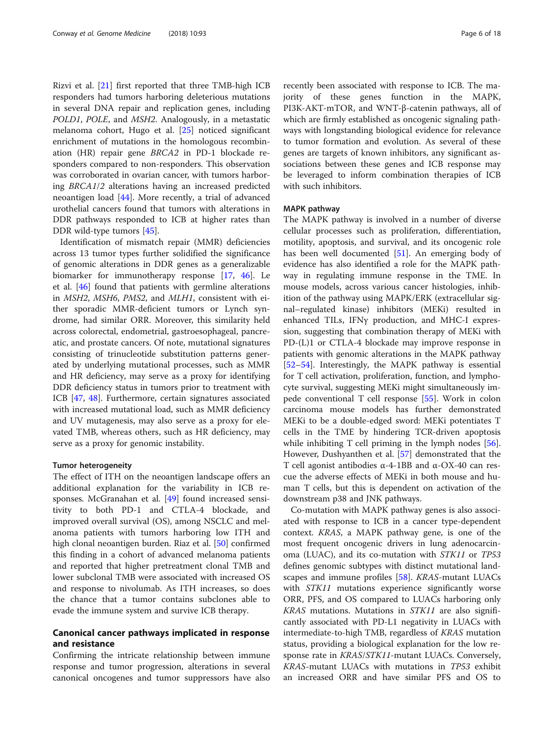Rizvi et al. [21] first reported that three TMB-high ICB responders had tumors harboring deleterious mutations in several DNA repair and replication genes, including *POLD1*, *POLE*, and *MSH2*. Analogously, in a metastatic melanoma cohort, Hugo et al. [25] noticed significant enrichment of mutations in the homologous recombination (HR) repair gene *BRCA2* in PD-1 blockade responders compared to non-responders. This observation was corroborated in ovarian cancer, with tumors harboring *BRCA1/2* alterations having an increased predicted neoantigen load [44]. More recently, a trial of advanced urothelial cancers found that tumors with alterations in DDR pathways responded to ICB at higher rates than DDR wild-type tumors [45].

Identification of mismatch repair (MMR) deficiencies across 13 tumor types further solidified the significance of genomic alterations in DDR genes as a generalizable biomarker for immunotherapy response [17, 46]. Le et al. [46] found that patients with germline alterations in *MSH2*, *MSH6*, *PMS2*, and *MLH1*, consistent with either sporadic MMR-deficient tumors or Lynch syndrome, had similar ORR. Moreover, this similarity held across colorectal, endometrial, gastroesophageal, pancreatic, and prostate cancers. Of note, mutational signatures consisting of trinucleotide substitution patterns generated by underlying mutational processes, such as MMR and HR deficiency, may serve as a proxy for identifying DDR deficiency status in tumors prior to treatment with ICB [47, 48]. Furthermore, certain signatures associated with increased mutational load, such as MMR deficiency and UV mutagenesis, may also serve as a proxy for elevated TMB, whereas others, such as HR deficiency, may serve as a proxy for genomic instability.

#### Tumor heterogeneity

The effect of ITH on the neoantigen landscape offers an additional explanation for the variability in ICB responses. McGranahan et al. [49] found increased sensitivity to both PD-1 and CTLA-4 blockade, and improved overall survival (OS), among NSCLC and melanoma patients with tumors harboring low ITH and high clonal neoantigen burden. Riaz et al. [50] confirmed this finding in a cohort of advanced melanoma patients and reported that higher pretreatment clonal TMB and lower subclonal TMB were associated with increased OS and response to nivolumab. As ITH increases, so does the chance that a tumor contains subclones able to evade the immune system and survive ICB therapy.

## Canonical cancer pathways implicated in response and resistance

Confirming the intricate relationship between immune response and tumor progression, alterations in several canonical oncogenes and tumor suppressors have also recently been associated with response to ICB. The majority of these genes function in the MAPK, PI3K-AKT-mTOR, and WNT-β-catenin pathways, all of which are firmly established as oncogenic signaling pathways with longstanding biological evidence for relevance to tumor formation and evolution. As several of these genes are targets of known inhibitors, any significant associations between these genes and ICB response may be leveraged to inform combination therapies of ICB with such inhibitors.

#### MAPK pathway

The MAPK pathway is involved in a number of diverse cellular processes such as proliferation, differentiation, motility, apoptosis, and survival, and its oncogenic role has been well documented [51]. An emerging body of evidence has also identified a role for the MAPK pathway in regulating immune response in the TME. In mouse models, across various cancer histologies, inhibition of the pathway using MAPK/ERK (extracellular signal–regulated kinase) inhibitors (MEKi) resulted in enhanced TILs, IFNγ production, and MHC-I expression, suggesting that combination therapy of MEKi with PD-(L)1 or CTLA-4 blockade may improve response in patients with genomic alterations in the MAPK pathway [52–54]. Interestingly, the MAPK pathway is essential for T cell activation, proliferation, function, and lymphocyte survival, suggesting MEKi might simultaneously impede conventional T cell response [55]. Work in colon carcinoma mouse models has further demonstrated MEKi to be a double-edged sword: MEKi potentiates T cells in the TME by hindering TCR-driven apoptosis while inhibiting T cell priming in the lymph nodes [56]. However, Dushyanthen et al. [57] demonstrated that the T cell agonist antibodies α-4-1BB and α-OX-40 can rescue the adverse effects of MEKi in both mouse and human T cells, but this is dependent on activation of the downstream p38 and JNK pathways.

Co-mutation with MAPK pathway genes is also associated with response to ICB in a cancer type-dependent context. *KRAS*, a MAPK pathway gene, is one of the most frequent oncogenic drivers in lung adenocarcinoma (LUAC), and its co-mutation with *STK11* or *TP53* defines genomic subtypes with distinct mutational landscapes and immune profiles [58]. *KRAS*-mutant LUACs with *STK11* mutations experience significantly worse ORR, PFS, and OS compared to LUACs harboring only *KRAS* mutations. Mutations in *STK11* are also significantly associated with PD-L1 negativity in LUACs with intermediate-to-high TMB, regardless of *KRAS* mutation status, providing a biological explanation for the low response rate in *KRAS/STK11*-mutant LUACs. Conversely, *KRAS*-mutant LUACs with mutations in *TP53* exhibit an increased ORR and have similar PFS and OS to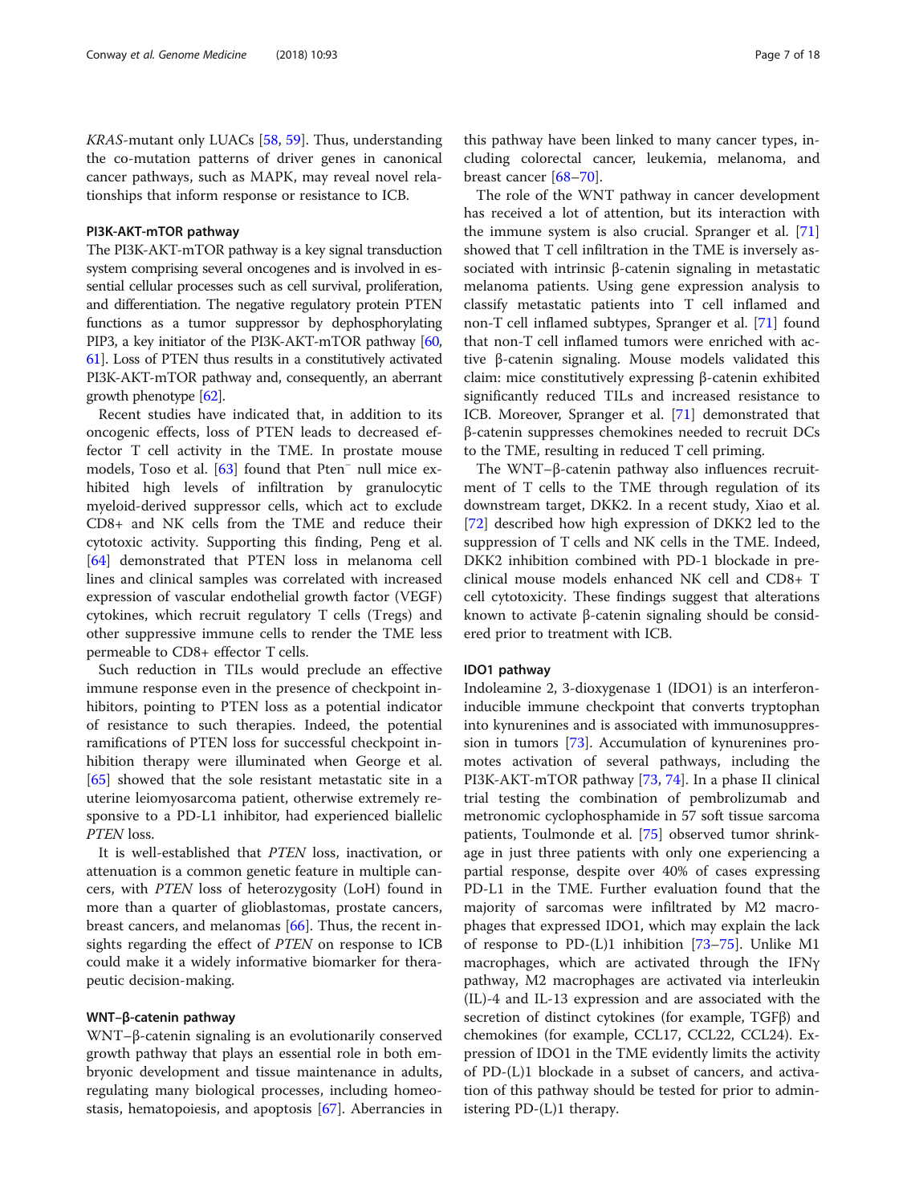*KRAS*-mutant only LUACs [58, 59]. Thus, understanding the co-mutation patterns of driver genes in canonical cancer pathways, such as MAPK, may reveal novel relationships that inform response or resistance to ICB.

#### PI3K-AKT-mTOR pathway

The PI3K-AKT-mTOR pathway is a key signal transduction system comprising several oncogenes and is involved in essential cellular processes such as cell survival, proliferation, and differentiation. The negative regulatory protein PTEN functions as a tumor suppressor by dephosphorylating PIP3, a key initiator of the PI3K-AKT-mTOR pathway [60, 61]. Loss of PTEN thus results in a constitutively activated PI3K-AKT-mTOR pathway and, consequently, an aberrant growth phenotype [62].

Recent studies have indicated that, in addition to its oncogenic effects, loss of PTEN leads to decreased effector T cell activity in the TME. In prostate mouse models, Toso et al. [63] found that Pten$^{-}$ null mice exhibited high levels of infiltration by granulocytic myeloid-derived suppressor cells, which act to exclude CD8+ and NK cells from the TME and reduce their cytotoxic activity. Supporting this finding, Peng et al. [64] demonstrated that PTEN loss in melanoma cell lines and clinical samples was correlated with increased expression of vascular endothelial growth factor (VEGF) cytokines, which recruit regulatory T cells (Tregs) and other suppressive immune cells to render the TME less permeable to CD8+ effector T cells.

Such reduction in TILs would preclude an effective immune response even in the presence of checkpoint inhibitors, pointing to PTEN loss as a potential indicator of resistance to such therapies. Indeed, the potential ramifications of PTEN loss for successful checkpoint inhibition therapy were illuminated when George et al. [65] showed that the sole resistant metastatic site in a uterine leiomyosarcoma patient, otherwise extremely responsive to a PD-L1 inhibitor, had experienced biallelic *PTEN* loss.

It is well-established that *PTEN* loss, inactivation, or attenuation is a common genetic feature in multiple cancers, with *PTEN* loss of heterozygosity (LoH) found in more than a quarter of glioblastomas, prostate cancers, breast cancers, and melanomas [66]. Thus, the recent insights regarding the effect of *PTEN* on response to ICB could make it a widely informative biomarker for therapeutic decision-making.

#### WNT–β-catenin pathway

WNT–β-catenin signaling is an evolutionarily conserved growth pathway that plays an essential role in both embryonic development and tissue maintenance in adults, regulating many biological processes, including homeostasis, hematopoiesis, and apoptosis [67]. Aberrancies in this pathway have been linked to many cancer types, including colorectal cancer, leukemia, melanoma, and breast cancer [68–70].

The role of the WNT pathway in cancer development has received a lot of attention, but its interaction with the immune system is also crucial. Spranger et al. [71] showed that T cell infiltration in the TME is inversely associated with intrinsic β-catenin signaling in metastatic melanoma patients. Using gene expression analysis to classify metastatic patients into T cell inflamed and non-T cell inflamed subtypes, Spranger et al. [71] found that non-T cell inflamed tumors were enriched with active β-catenin signaling. Mouse models validated this claim: mice constitutively expressing β-catenin exhibited significantly reduced TILs and increased resistance to ICB. Moreover, Spranger et al. [71] demonstrated that β-catenin suppresses chemokines needed to recruit DCs to the TME, resulting in reduced T cell priming.

The WNT–β-catenin pathway also influences recruitment of T cells to the TME through regulation of its downstream target, DKK2. In a recent study, Xiao et al. [72] described how high expression of DKK2 led to the suppression of T cells and NK cells in the TME. Indeed, DKK2 inhibition combined with PD-1 blockade in preclinical mouse models enhanced NK cell and CD8+ T cell cytotoxicity. These findings suggest that alterations known to activate β-catenin signaling should be considered prior to treatment with ICB.

#### IDO1 pathway

Indoleamine 2, 3-dioxygenase 1 (IDO1) is an interferon-inducible immune checkpoint that converts tryptophan into kynurenines and is associated with immunosuppression in tumors [73]. Accumulation of kynurenines promotes activation of several pathways, including the PI3K-AKT-mTOR pathway [73, 74]. In a phase II clinical trial testing the combination of pembrolizumab and metronomic cyclophosphamide in 57 soft tissue sarcoma patients, Toulmonde et al. [75] observed tumor shrinkage in just three patients with only one experiencing a partial response, despite over 40% of cases expressing PD-L1 in the TME. Further evaluation found that the majority of sarcomas were infiltrated by M2 macrophages that expressed IDO1, which may explain the lack of response to PD-(L)1 inhibition [73–75]. Unlike M1 macrophages, which are activated through the IFNγ pathway, M2 macrophages are activated via interleukin (IL)-4 and IL-13 expression and are associated with the secretion of distinct cytokines (for example, TGFβ) and chemokines (for example, CCL17, CCL22, CCL24). Expression of IDO1 in the TME evidently limits the activity of PD-(L)1 blockade in a subset of cancers, and activation of this pathway should be tested for prior to administering PD-(L)1 therapy.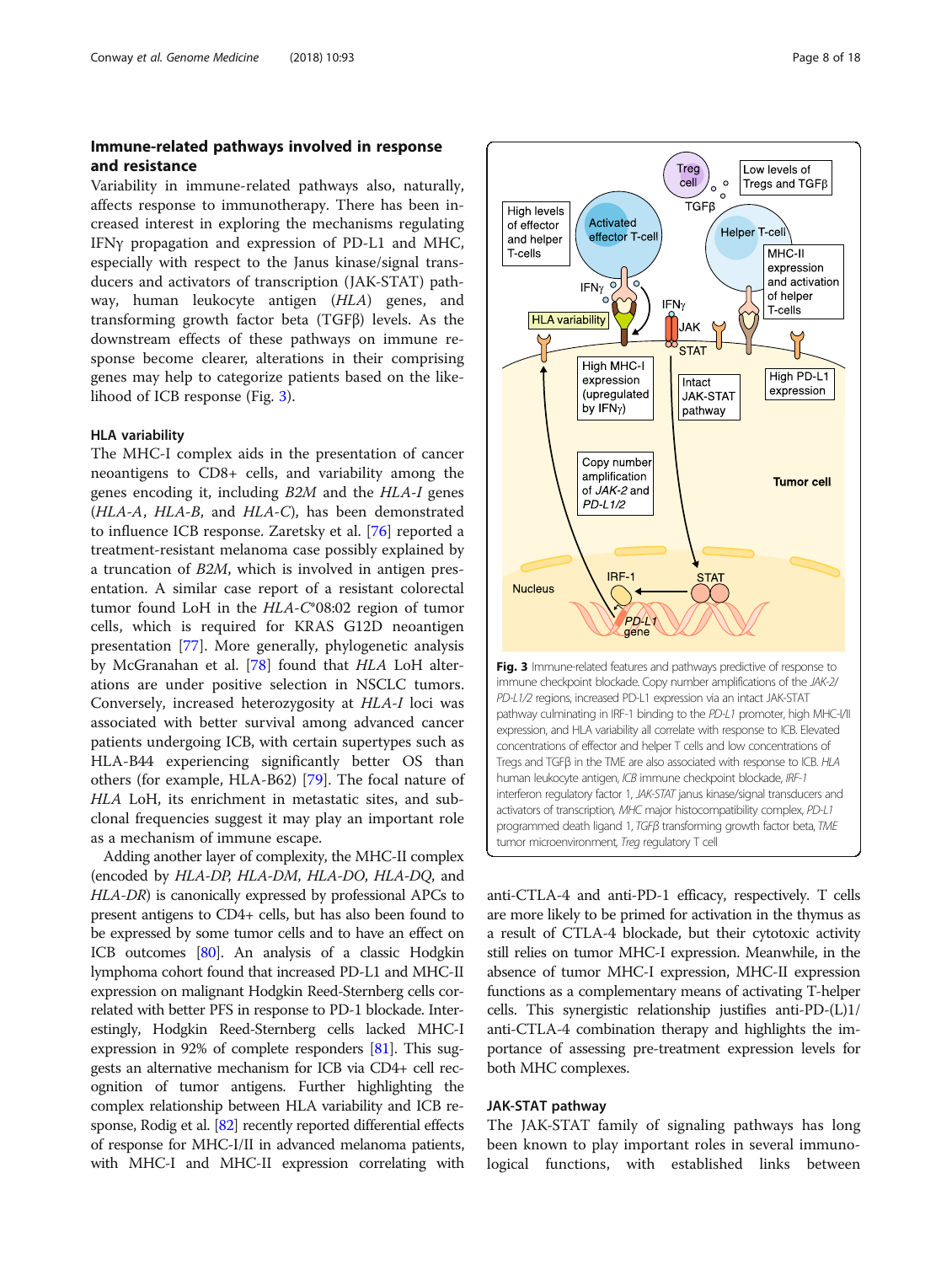## Immune-related pathways involved in response and resistance

Variability in immune-related pathways also, naturally, affects response to immunotherapy. There has been increased interest in exploring the mechanisms regulating IFNγ propagation and expression of PD-L1 and MHC, especially with respect to the Janus kinase/signal transducers and activators of transcription (JAK-STAT) pathway, human leukocyte antigen (*HLA*) genes, and transforming growth factor beta (TGFβ) levels. As the downstream effects of these pathways on immune response become clearer, alterations in their comprising genes may help to categorize patients based on the likelihood of ICB response (Fig. 3).

### HLA variability

The MHC-I complex aids in the presentation of cancer neoantigens to CD8+ cells, and variability among the genes encoding it, including *B2M* and the *HLA-I* genes (*HLA-A*, *HLA-B*, and *HLA-C*), has been demonstrated to influence ICB response. Zaretsky et al. [76] reported a treatment-resistant melanoma case possibly explained by a truncation of *B2M*, which is involved in antigen presentation. A similar case report of a resistant colorectal tumor found LoH in the *HLA-C*\*08:02 region of tumor cells, which is required for KRAS G12D neoantigen presentation [77]. More generally, phylogenetic analysis by McGranahan et al. [78] found that *HLA* LoH alterations are under positive selection in NSCLC tumors. Conversely, increased heterozygosity at *HLA-I* loci was associated with better survival among advanced cancer patients undergoing ICB, with certain supertypes such as HLA-B44 experiencing significantly better OS than others (for example, HLA-B62) [79]. The focal nature of *HLA* LoH, its enrichment in metastatic sites, and subclonal frequencies suggest it may play an important role as a mechanism of immune escape.

Adding another layer of complexity, the MHC-II complex (encoded by *HLA-DP*, *HLA-DM*, *HLA-DO*, *HLA-DQ*, and *HLA-DR*) is canonically expressed by professional APCs to present antigens to CD4+ cells, but has also been found to be expressed by some tumor cells and to have an effect on ICB outcomes [80]. An analysis of a classic Hodgkin lymphoma cohort found that increased PD-L1 and MHC-II expression on malignant Hodgkin Reed-Sternberg cells correlated with better PFS in response to PD-1 blockade. Interestingly, Hodgkin Reed-Sternberg cells lacked MHC-I expression in 92% of complete responders [81]. This suggests an alternative mechanism for ICB via CD4+ cell recognition of tumor antigens. Further highlighting the complex relationship between HLA variability and ICB response, Rodig et al. [82] recently reported differential effects of response for MHC-I/II in advanced melanoma patients, with MHC-I and MHC-II expression correlating with anti-CTLA-4 and anti-PD-1 efficacy, respectively. T cells are more likely to be primed for activation in the thymus as a result of CTLA-4 blockade, but their cytotoxic activity still relies on tumor MHC-I expression. Meanwhile, in the absence of tumor MHC-I expression, MHC-II expression functions as a complementary means of activating T-helper cells. This synergistic relationship justifies anti-PD-(L)1/anti-CTLA-4 combination therapy and highlights the importance of assessing pre-treatment expression levels for both MHC complexes.

**Fig. 3** Immune-related features and pathways predictive of response to immune checkpoint blockade. Copy number amplifications of the *JAK-2*/*PD-L1/2* regions, increased PD-L1 expression via an intact JAK-STAT pathway culminating in IRF-1 binding to the *PD-L1* promoter, high MHC-I/II expression, and HLA variability all correlate with response to ICB. Elevated concentrations of effector and helper T cells and low concentrations of Tregs and TGFβ in the TME are also associated with response to ICB. *HLA* human leukocyte antigen, *ICB* immune checkpoint blockade, *IRF-1* interferon regulatory factor 1, *JAK-STAT* janus kinase/signal transducers and activators of transcription, *MHC* major histocompatibility complex, *PD-L1* programmed death ligand 1, *TGFβ* transforming growth factor beta, *TME* tumor microenvironment, *Treg* regulatory T cell

### JAK-STAT pathway

The JAK-STAT family of signaling pathways has long been known to play important roles in several immunological functions, with established links between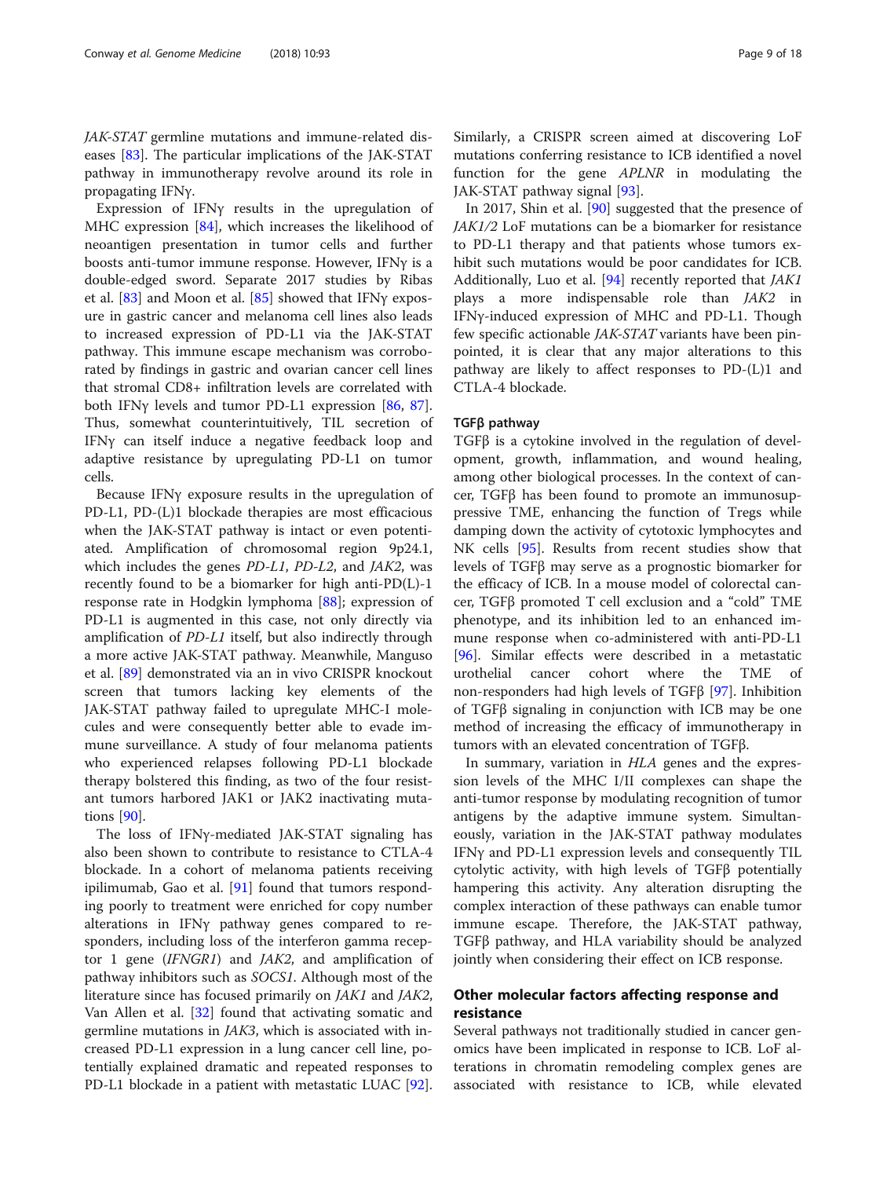*JAK-STAT* germline mutations and immune-related diseases [83]. The particular implications of the JAK-STAT pathway in immunotherapy revolve around its role in propagating IFNγ.

Expression of IFNγ results in the upregulation of MHC expression [84], which increases the likelihood of neoantigen presentation in tumor cells and further boosts anti-tumor immune response. However, IFNγ is a double-edged sword. Separate 2017 studies by Ribas et al. [83] and Moon et al. [85] showed that IFNγ exposure in gastric cancer and melanoma cell lines also leads to increased expression of PD-L1 via the JAK-STAT pathway. This immune escape mechanism was corroborated by findings in gastric and ovarian cancer cell lines that stromal CD8+ infiltration levels are correlated with both IFNγ levels and tumor PD-L1 expression [86, 87]. Thus, somewhat counterintuitively, TIL secretion of IFNγ can itself induce a negative feedback loop and adaptive resistance by upregulating PD-L1 on tumor cells.

Because IFNγ exposure results in the upregulation of PD-L1, PD-(L)1 blockade therapies are most efficacious when the JAK-STAT pathway is intact or even potentiated. Amplification of chromosomal region 9p24.1, which includes the genes *PD-L1*, *PD-L2*, and *JAK2*, was recently found to be a biomarker for high anti-PD(L)-1 response rate in Hodgkin lymphoma [88]; expression of PD-L1 is augmented in this case, not only directly via amplification of *PD-L1* itself, but also indirectly through a more active JAK-STAT pathway. Meanwhile, Manguso et al. [89] demonstrated via an in vivo CRISPR knockout screen that tumors lacking key elements of the JAK-STAT pathway failed to upregulate MHC-I molecules and were consequently better able to evade immune surveillance. A study of four melanoma patients who experienced relapses following PD-L1 blockade therapy bolstered this finding, as two of the four resistant tumors harbored JAK1 or JAK2 inactivating mutations [90].

The loss of IFNγ-mediated JAK-STAT signaling has also been shown to contribute to resistance to CTLA-4 blockade. In a cohort of melanoma patients receiving ipilimumab, Gao et al. [91] found that tumors responding poorly to treatment were enriched for copy number alterations in IFNγ pathway genes compared to responders, including loss of the interferon gamma receptor 1 gene (*IFNGR1*) and *JAK2*, and amplification of pathway inhibitors such as *SOCS1*. Although most of the literature since has focused primarily on *JAK1* and *JAK2*, Van Allen et al. [32] found that activating somatic and germline mutations in *JAK3*, which is associated with increased PD-L1 expression in a lung cancer cell line, potentially explained dramatic and repeated responses to PD-L1 blockade in a patient with metastatic LUAC [92]. Similarly, a CRISPR screen aimed at discovering LoF mutations conferring resistance to ICB identified a novel function for the gene *APLNR* in modulating the JAK-STAT pathway signal [93].

In 2017, Shin et al. [90] suggested that the presence of *JAK1/2* LoF mutations can be a biomarker for resistance to PD-L1 therapy and that patients whose tumors exhibit such mutations would be poor candidates for ICB. Additionally, Luo et al. [94] recently reported that *JAK1* plays a more indispensable role than *JAK2* in IFNγ-induced expression of MHC and PD-L1. Though few specific actionable *JAK-STAT* variants have been pinpointed, it is clear that any major alterations to this pathway are likely to affect responses to PD-(L)1 and CTLA-4 blockade.

#### TGFβ pathway

TGFβ is a cytokine involved in the regulation of development, growth, inflammation, and wound healing, among other biological processes. In the context of cancer, TGFβ has been found to promote an immunosuppressive TME, enhancing the function of Tregs while damping down the activity of cytotoxic lymphocytes and NK cells [95]. Results from recent studies show that levels of TGFβ may serve as a prognostic biomarker for the efficacy of ICB. In a mouse model of colorectal cancer, TGFβ promoted T cell exclusion and a "cold" TME phenotype, and its inhibition led to an enhanced immune response when co-administered with anti-PD-L1 [96]. Similar effects were described in a metastatic urothelial cancer cohort where the TME of non-responders had high levels of TGFβ [97]. Inhibition of TGFβ signaling in conjunction with ICB may be one method of increasing the efficacy of immunotherapy in tumors with an elevated concentration of TGFβ.

In summary, variation in *HLA* genes and the expression levels of the MHC I/II complexes can shape the anti-tumor response by modulating recognition of tumor antigens by the adaptive immune system. Simultaneously, variation in the JAK-STAT pathway modulates IFNγ and PD-L1 expression levels and consequently TIL cytolytic activity, with high levels of TGFβ potentially hampering this activity. Any alteration disrupting the complex interaction of these pathways can enable tumor immune escape. Therefore, the JAK-STAT pathway, TGFβ pathway, and HLA variability should be analyzed jointly when considering their effect on ICB response.

## Other molecular factors affecting response and resistance

Several pathways not traditionally studied in cancer genomics have been implicated in response to ICB. LoF alterations in chromatin remodeling complex genes are associated with resistance to ICB, while elevated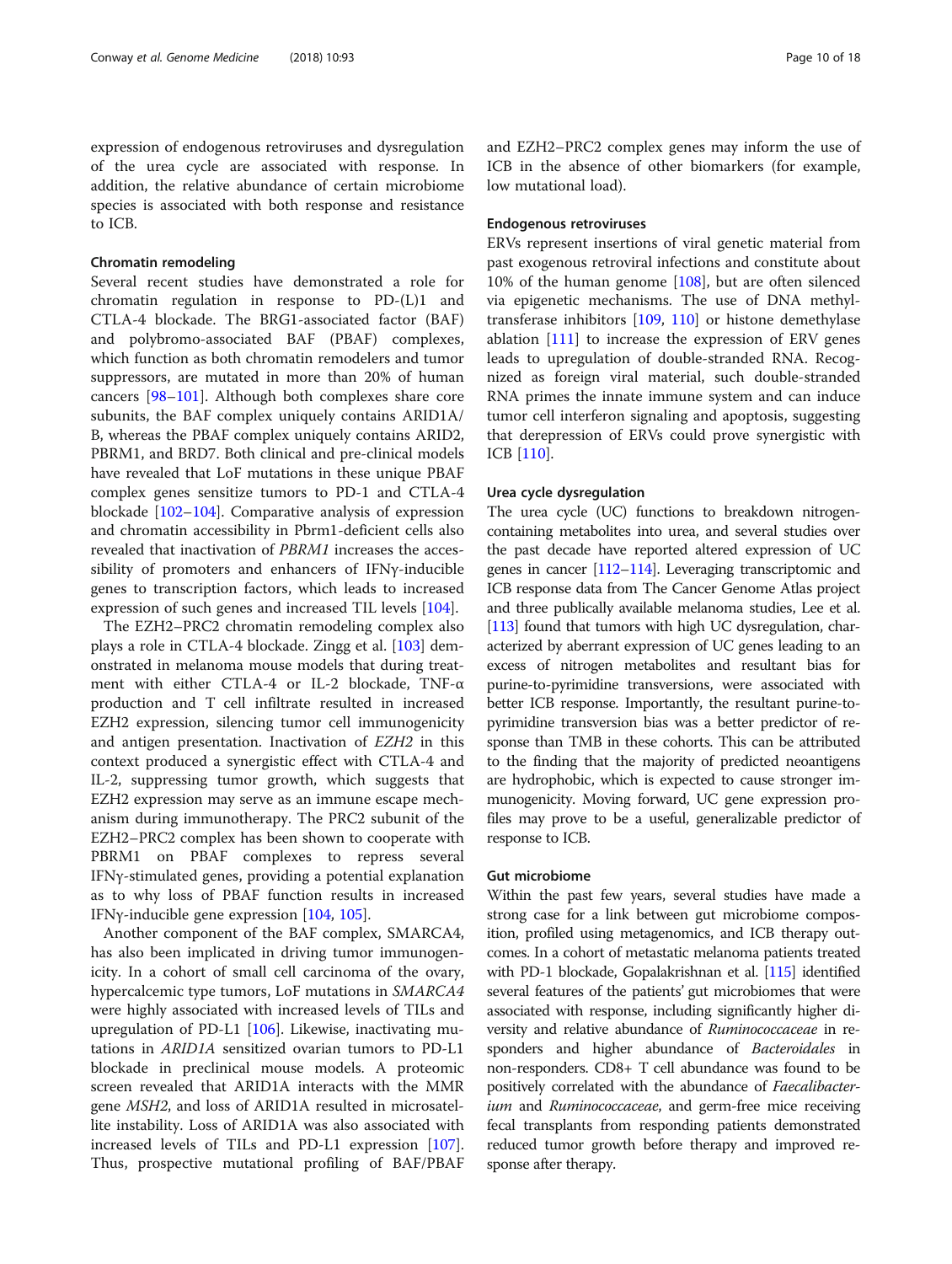expression of endogenous retroviruses and dysregulation of the urea cycle are associated with response. In addition, the relative abundance of certain microbiome species is associated with both response and resistance to ICB.

### Chromatin remodeling

Several recent studies have demonstrated a role for chromatin regulation in response to PD-(L)1 and CTLA-4 blockade. The BRG1-associated factor (BAF) and polybromo-associated BAF (PBAF) complexes, which function as both chromatin remodelers and tumor suppressors, are mutated in more than 20% of human cancers [98–101]. Although both complexes share core subunits, the BAF complex uniquely contains ARID1A/B, whereas the PBAF complex uniquely contains ARID2, PBRM1, and BRD7. Both clinical and pre-clinical models have revealed that LoF mutations in these unique PBAF complex genes sensitize tumors to PD-1 and CTLA-4 blockade [102–104]. Comparative analysis of expression and chromatin accessibility in Pbrm1-deficient cells also revealed that inactivation of *PBRM1* increases the accessibility of promoters and enhancers of IFNγ-inducible genes to transcription factors, which leads to increased expression of such genes and increased TIL levels [104].

The EZH2–PRC2 chromatin remodeling complex also plays a role in CTLA-4 blockade. Zingg et al. [103] demonstrated in melanoma mouse models that during treatment with either CTLA-4 or IL-2 blockade, TNF-α production and T cell infiltrate resulted in increased EZH2 expression, silencing tumor cell immunogenicity and antigen presentation. Inactivation of *EZH2* in this context produced a synergistic effect with CTLA-4 and IL-2, suppressing tumor growth, which suggests that EZH2 expression may serve as an immune escape mechanism during immunotherapy. The PRC2 subunit of the EZH2–PRC2 complex has been shown to cooperate with PBRM1 on PBAF complexes to repress several IFNγ-stimulated genes, providing a potential explanation as to why loss of PBAF function results in increased IFNγ-inducible gene expression [104, 105].

Another component of the BAF complex, SMARCA4, has also been implicated in driving tumor immunogenicity. In a cohort of small cell carcinoma of the ovary, hypercalcemic type tumors, LoF mutations in *SMARCA4* were highly associated with increased levels of TILs and upregulation of PD-L1 [106]. Likewise, inactivating mutations in *ARID1A* sensitized ovarian tumors to PD-L1 blockade in preclinical mouse models. A proteomic screen revealed that ARID1A interacts with the MMR gene *MSH2*, and loss of ARID1A resulted in microsatellite instability. Loss of ARID1A was also associated with increased levels of TILs and PD-L1 expression [107]. Thus, prospective mutational profiling of BAF/PBAF and EZH2–PRC2 complex genes may inform the use of ICB in the absence of other biomarkers (for example, low mutational load).

### Endogenous retroviruses

ERVs represent insertions of viral genetic material from past exogenous retroviral infections and constitute about 10% of the human genome [108], but are often silenced via epigenetic mechanisms. The use of DNA methyltransferase inhibitors [109, 110] or histone demethylase ablation [111] to increase the expression of ERV genes leads to upregulation of double-stranded RNA. Recognized as foreign viral material, such double-stranded RNA primes the innate immune system and can induce tumor cell interferon signaling and apoptosis, suggesting that derepression of ERVs could prove synergistic with ICB [110].

### Urea cycle dysregulation

The urea cycle (UC) functions to breakdown nitrogen-containing metabolites into urea, and several studies over the past decade have reported altered expression of UC genes in cancer [112–114]. Leveraging transcriptomic and ICB response data from The Cancer Genome Atlas project and three publically available melanoma studies, Lee et al. [113] found that tumors with high UC dysregulation, characterized by aberrant expression of UC genes leading to an excess of nitrogen metabolites and resultant bias for purine-to-pyrimidine transversions, were associated with better ICB response. Importantly, the resultant purine-to-pyrimidine transversion bias was a better predictor of response than TMB in these cohorts. This can be attributed to the finding that the majority of predicted neoantigens are hydrophobic, which is expected to cause stronger immunogenicity. Moving forward, UC gene expression profiles may prove to be a useful, generalizable predictor of response to ICB.

### Gut microbiome

Within the past few years, several studies have made a strong case for a link between gut microbiome composition, profiled using metagenomics, and ICB therapy outcomes. In a cohort of metastatic melanoma patients treated with PD-1 blockade, Gopalakrishnan et al. [115] identified several features of the patients' gut microbiomes that were associated with response, including significantly higher diversity and relative abundance of *Ruminococcaceae* in responders and higher abundance of *Bacteroidales* in non-responders. CD8+ T cell abundance was found to be positively correlated with the abundance of *Faecalibacterium* and *Ruminococcaceae*, and germ-free mice receiving fecal transplants from responding patients demonstrated reduced tumor growth before therapy and improved response after therapy.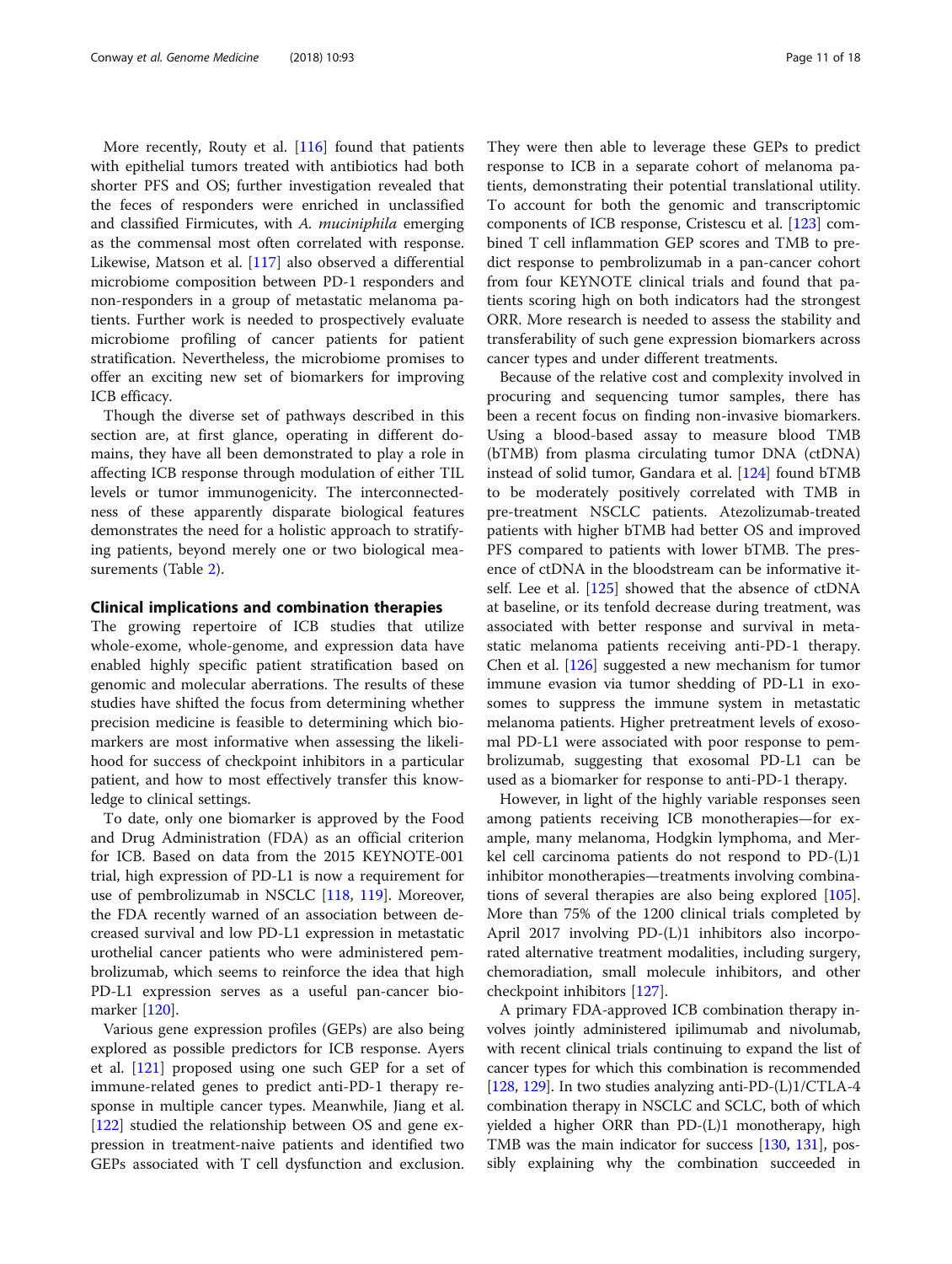More recently, Routy et al. [116] found that patients with epithelial tumors treated with antibiotics had both shorter PFS and OS; further investigation revealed that the feces of responders were enriched in unclassified and classified Firmicutes, with *A. muciniphila* emerging as the commensal most often correlated with response. Likewise, Matson et al. [117] also observed a differential microbiome composition between PD-1 responders and non-responders in a group of metastatic melanoma patients. Further work is needed to prospectively evaluate microbiome profiling of cancer patients for patient stratification. Nevertheless, the microbiome promises to offer an exciting new set of biomarkers for improving ICB efficacy.

Though the diverse set of pathways described in this section are, at first glance, operating in different domains, they have all been demonstrated to play a role in affecting ICB response through modulation of either TIL levels or tumor immunogenicity. The interconnectedness of these apparently disparate biological features demonstrates the need for a holistic approach to stratifying patients, beyond merely one or two biological measurements (Table 2).

## Clinical implications and combination therapies

The growing repertoire of ICB studies that utilize whole-exome, whole-genome, and expression data have enabled highly specific patient stratification based on genomic and molecular aberrations. The results of these studies have shifted the focus from determining whether precision medicine is feasible to determining which biomarkers are most informative when assessing the likelihood for success of checkpoint inhibitors in a particular patient, and how to most effectively transfer this knowledge to clinical settings.

To date, only one biomarker is approved by the Food and Drug Administration (FDA) as an official criterion for ICB. Based on data from the 2015 KEYNOTE-001 trial, high expression of PD-L1 is now a requirement for use of pembrolizumab in NSCLC [118, 119]. Moreover, the FDA recently warned of an association between decreased survival and low PD-L1 expression in metastatic urothelial cancer patients who were administered pembrolizumab, which seems to reinforce the idea that high PD-L1 expression serves as a useful pan-cancer biomarker [120].

Various gene expression profiles (GEPs) are also being explored as possible predictors for ICB response. Ayers et al. [121] proposed using one such GEP for a set of immune-related genes to predict anti-PD-1 therapy response in multiple cancer types. Meanwhile, Jiang et al. [122] studied the relationship between OS and gene expression in treatment-naive patients and identified two GEPs associated with T cell dysfunction and exclusion. They were then able to leverage these GEPs to predict response to ICB in a separate cohort of melanoma patients, demonstrating their potential translational utility. To account for both the genomic and transcriptomic components of ICB response, Cristescu et al. [123] combined T cell inflammation GEP scores and TMB to predict response to pembrolizumab in a pan-cancer cohort from four KEYNOTE clinical trials and found that patients scoring high on both indicators had the strongest ORR. More research is needed to assess the stability and transferability of such gene expression biomarkers across cancer types and under different treatments.

Because of the relative cost and complexity involved in procuring and sequencing tumor samples, there has been a recent focus on finding non-invasive biomarkers. Using a blood-based assay to measure blood TMB (bTMB) from plasma circulating tumor DNA (ctDNA) instead of solid tumor, Gandara et al. [124] found bTMB to be moderately positively correlated with TMB in pre-treatment NSCLC patients. Atezolizumab-treated patients with higher bTMB had better OS and improved PFS compared to patients with lower bTMB. The presence of ctDNA in the bloodstream can be informative itself. Lee et al. [125] showed that the absence of ctDNA at baseline, or its tenfold decrease during treatment, was associated with better response and survival in metastatic melanoma patients receiving anti-PD-1 therapy. Chen et al. [126] suggested a new mechanism for tumor immune evasion via tumor shedding of PD-L1 in exosomes to suppress the immune system in metastatic melanoma patients. Higher pretreatment levels of exosomal PD-L1 were associated with poor response to pembrolizumab, suggesting that exosomal PD-L1 can be used as a biomarker for response to anti-PD-1 therapy.

However, in light of the highly variable responses seen among patients receiving ICB monotherapies—for example, many melanoma, Hodgkin lymphoma, and Merkel cell carcinoma patients do not respond to PD-(L)1 inhibitor monotherapies—treatments involving combinations of several therapies are also being explored [105]. More than 75% of the 1200 clinical trials completed by April 2017 involving PD-(L)1 inhibitors also incorporated alternative treatment modalities, including surgery, chemoradiation, small molecule inhibitors, and other checkpoint inhibitors [127].

A primary FDA-approved ICB combination therapy involves jointly administered ipilimumab and nivolumab, with recent clinical trials continuing to expand the list of cancer types for which this combination is recommended [128, 129]. In two studies analyzing anti-PD-(L)1/CTLA-4 combination therapy in NSCLC and SCLC, both of which yielded a higher ORR than PD-(L)1 monotherapy, high TMB was the main indicator for success [130, 131], possibly explaining why the combination succeeded in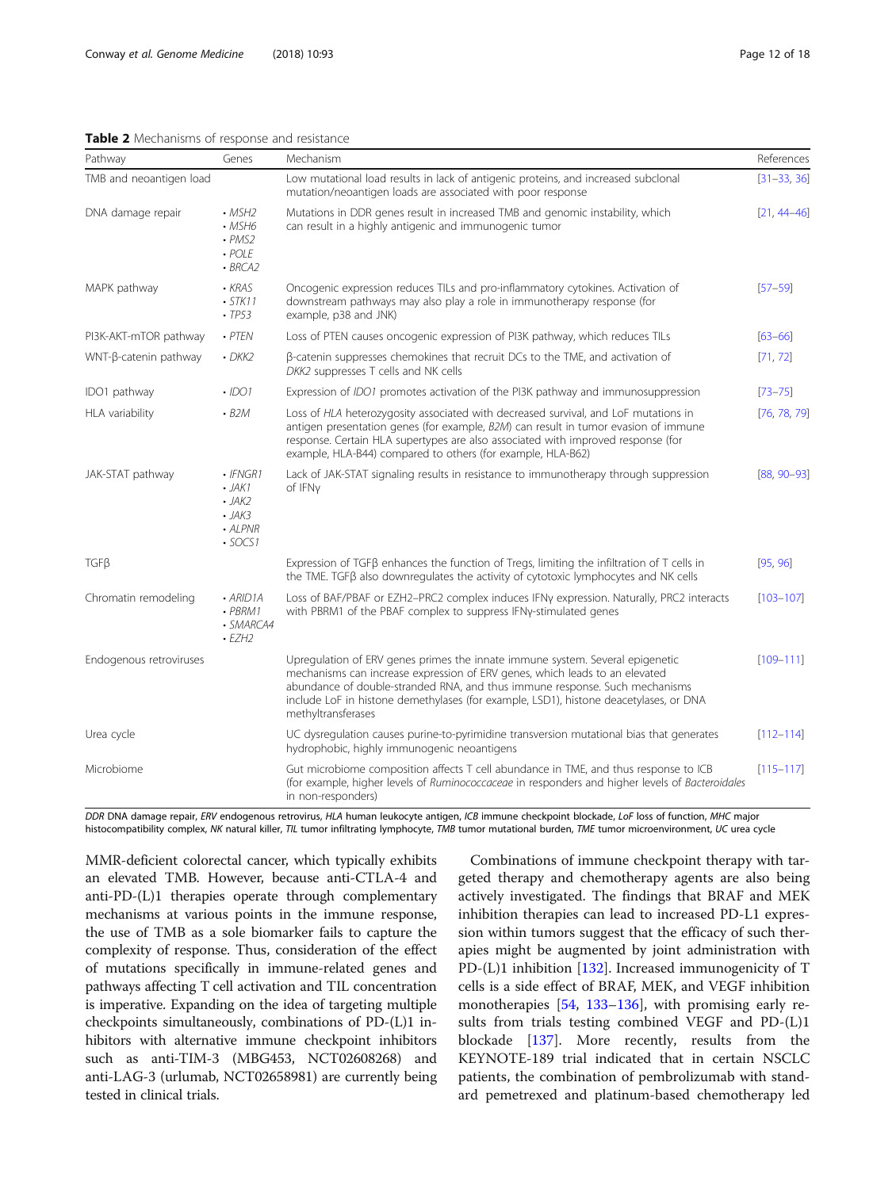**Table 2** Mechanisms of response and resistance

| Pathway | Genes | Mechanism | References |
|---|---|---|---|
| TMB and neoantigen load | | Low mutational load results in lack of antigenic proteins, and increased subclonal mutation/neoantigen loads are associated with poor response | [31–33, 36] |
| DNA damage repair | • *MSH2*<br>• *MSH6*<br>• *PMS2*<br>• *POLE*<br>• *BRCA2* | Mutations in DDR genes result in increased TMB and genomic instability, which can result in a highly antigenic and immunogenic tumor | [21, 44–46] |
| MAPK pathway | • *KRAS*<br>• *STK11*<br>• *TP53* | Oncogenic expression reduces TILs and pro-inflammatory cytokines. Activation of downstream pathways may also play a role in immunotherapy response (for example, p38 and JNK) | [57–59] |
| PI3K-AKT-mTOR pathway | • *PTEN* | Loss of PTEN causes oncogenic expression of PI3K pathway, which reduces TILs | [63–66] |
| WNT-β-catenin pathway | • *DKK2* | β-catenin suppresses chemokines that recruit DCs to the TME, and activation of *DKK2* suppresses T cells and NK cells | [71, 72] |
| IDO1 pathway | • *IDO1* | Expression of *IDO1* promotes activation of the PI3K pathway and immunosuppression | [73–75] |
| HLA variability | • *B2M* | Loss of *HLA* heterozygosity associated with decreased survival, and LoF mutations in antigen presentation genes (for example, *B2M*) can result in tumor evasion of immune response. Certain HLA supertypes are also associated with improved response (for example, HLA-B44) compared to others (for example, HLA-B62) | [76, 78, 79] |
| JAK-STAT pathway | • *IFNGR1*<br>• *JAK1*<br>• *JAK2*<br>• *JAK3*<br>• *ALPNR*<br>• *SOCS1* | Lack of JAK-STAT signaling results in resistance to immunotherapy through suppression of IFNγ | [88, 90–93] |
| TGFβ | | Expression of TGFβ enhances the function of Tregs, limiting the infiltration of T cells in the TME. TGFβ also downregulates the activity of cytotoxic lymphocytes and NK cells | [95, 96] |
| Chromatin remodeling | • *ARID1A*<br>• *PBRM1*<br>• *SMARCA4*<br>• *EZH2* | Loss of BAF/PBAF or EZH2–PRC2 complex induces IFNγ expression. Naturally, PRC2 interacts with PBRM1 of the PBAF complex to suppress IFNγ-stimulated genes | [103–107] |
| Endogenous retroviruses | | Upregulation of ERV genes primes the innate immune system. Several epigenetic mechanisms can increase expression of ERV genes, which leads to an elevated abundance of double-stranded RNA, and thus immune response. Such mechanisms include LoF in histone demethylases (for example, LSD1), histone deacetylases, or DNA methyltransferases | [109–111] |
| Urea cycle | | UC dysregulation causes purine-to-pyrimidine transversion mutational bias that generates hydrophobic, highly immunogenic neoantigens | [112–114] |
| Microbiome | | Gut microbiome composition affects T cell abundance in TME, and thus response to ICB (for example, higher levels of *Ruminococcaceae* in responders and higher levels of *Bacteroidales* in non-responders) | [115–117] |

*DDR* DNA damage repair, *ERV* endogenous retrovirus, *HLA* human leukocyte antigen, *ICB* immune checkpoint blockade, *LoF* loss of function, *MHC* major histocompatibility complex, *NK* natural killer, *TIL* tumor infiltrating lymphocyte, *TMB* tumor mutational burden, *TME* tumor microenvironment, *UC* urea cycle

MMR-deficient colorectal cancer, which typically exhibits an elevated TMB. However, because anti-CTLA-4 and anti-PD-(L)1 therapies operate through complementary mechanisms at various points in the immune response, the use of TMB as a sole biomarker fails to capture the complexity of response. Thus, consideration of the effect of mutations specifically in immune-related genes and pathways affecting T cell activation and TIL concentration is imperative. Expanding on the idea of targeting multiple checkpoints simultaneously, combinations of PD-(L)1 inhibitors with alternative immune checkpoint inhibitors such as anti-TIM-3 (MBG453, NCT02608268) and anti-LAG-3 (urlumab, NCT02658981) are currently being tested in clinical trials.

Combinations of immune checkpoint therapy with targeted therapy and chemotherapy agents are also being actively investigated. The findings that BRAF and MEK inhibition therapies can lead to increased PD-L1 expression within tumors suggest that the efficacy of such therapies might be augmented by joint administration with PD-(L)1 inhibition [132]. Increased immunogenicity of T cells is a side effect of BRAF, MEK, and VEGF inhibition monotherapies [54, 133–136], with promising early results from trials testing combined VEGF and PD-(L)1 blockade [137]. More recently, results from the KEYNOTE-189 trial indicated that in certain NSCLC patients, the combination of pembrolizumab with standard pemetrexed and platinum-based chemotherapy led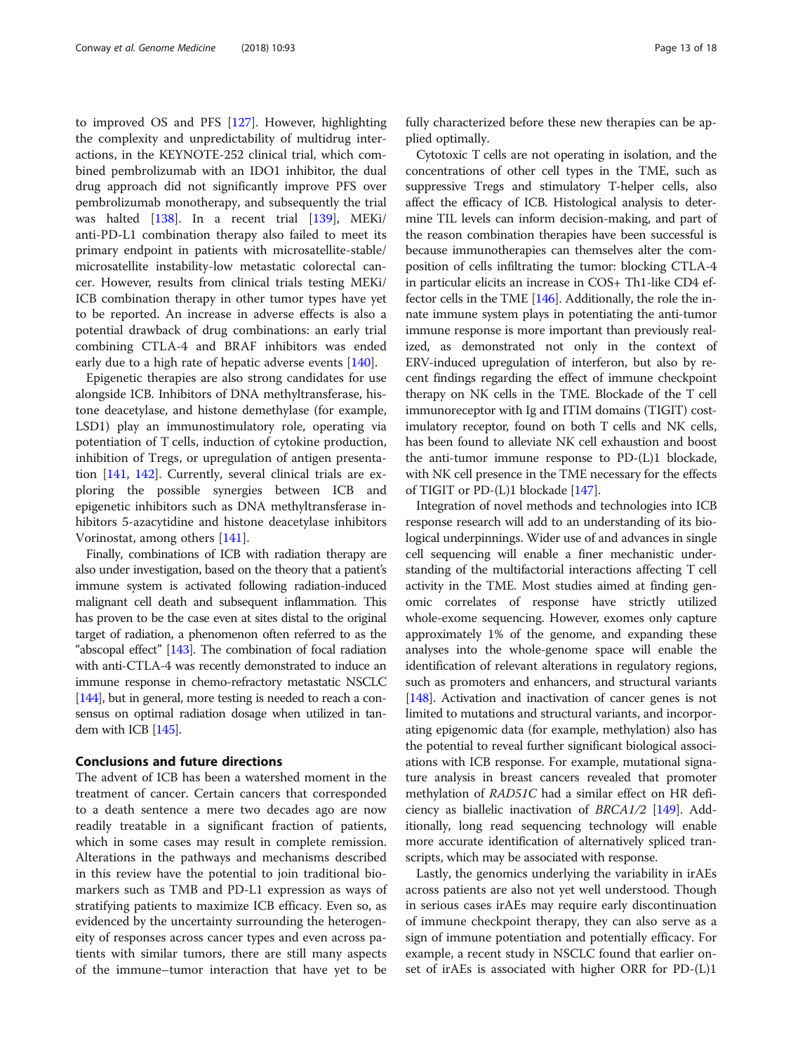to improved OS and PFS [127]. However, highlighting the complexity and unpredictability of multidrug interactions, in the KEYNOTE-252 clinical trial, which combined pembrolizumab with an IDO1 inhibitor, the dual drug approach did not significantly improve PFS over pembrolizumab monotherapy, and subsequently the trial was halted [138]. In a recent trial [139], MEKi/anti-PD-L1 combination therapy also failed to meet its primary endpoint in patients with microsatellite-stable/microsatellite instability-low metastatic colorectal cancer. However, results from clinical trials testing MEKi/ICB combination therapy in other tumor types have yet to be reported. An increase in adverse effects is also a potential drawback of drug combinations: an early trial combining CTLA-4 and BRAF inhibitors was ended early due to a high rate of hepatic adverse events [140].

Epigenetic therapies are also strong candidates for use alongside ICB. Inhibitors of DNA methyltransferase, histone deacetylase, and histone demethylase (for example, LSD1) play an immunostimulatory role, operating via potentiation of T cells, induction of cytokine production, inhibition of Tregs, or upregulation of antigen presentation [141, 142]. Currently, several clinical trials are exploring the possible synergies between ICB and epigenetic inhibitors such as DNA methyltransferase inhibitors 5-azacytidine and histone deacetylase inhibitors Vorinostat, among others [141].

Finally, combinations of ICB with radiation therapy are also under investigation, based on the theory that a patient's immune system is activated following radiation-induced malignant cell death and subsequent inflammation. This has proven to be the case even at sites distal to the original target of radiation, a phenomenon often referred to as the "abscopal effect" [143]. The combination of focal radiation with anti-CTLA-4 was recently demonstrated to induce an immune response in chemo-refractory metastatic NSCLC [144], but in general, more testing is needed to reach a consensus on optimal radiation dosage when utilized in tandem with ICB [145].

## Conclusions and future directions

The advent of ICB has been a watershed moment in the treatment of cancer. Certain cancers that corresponded to a death sentence a mere two decades ago are now readily treatable in a significant fraction of patients, which in some cases may result in complete remission. Alterations in the pathways and mechanisms described in this review have the potential to join traditional biomarkers such as TMB and PD-L1 expression as ways of stratifying patients to maximize ICB efficacy. Even so, as evidenced by the uncertainty surrounding the heterogeneity of responses across cancer types and even across patients with similar tumors, there are still many aspects of the immune–tumor interaction that have yet to be fully characterized before these new therapies can be applied optimally.

Cytotoxic T cells are not operating in isolation, and the concentrations of other cell types in the TME, such as suppressive Tregs and stimulatory T-helper cells, also affect the efficacy of ICB. Histological analysis to determine TIL levels can inform decision-making, and part of the reason combination therapies have been successful is because immunotherapies can themselves alter the composition of cells infiltrating the tumor: blocking CTLA-4 in particular elicits an increase in COS+ Th1-like CD4 effector cells in the TME [146]. Additionally, the role the innate immune system plays in potentiating the anti-tumor immune response is more important than previously realized, as demonstrated not only in the context of ERV-induced upregulation of interferon, but also by recent findings regarding the effect of immune checkpoint therapy on NK cells in the TME. Blockade of the T cell immunoreceptor with Ig and ITIM domains (TIGIT) costimulatory receptor, found on both T cells and NK cells, has been found to alleviate NK cell exhaustion and boost the anti-tumor immune response to PD-(L)1 blockade, with NK cell presence in the TME necessary for the effects of TIGIT or PD-(L)1 blockade [147].

Integration of novel methods and technologies into ICB response research will add to an understanding of its biological underpinnings. Wider use of and advances in single cell sequencing will enable a finer mechanistic understanding of the multifactorial interactions affecting T cell activity in the TME. Most studies aimed at finding genomic correlates of response have strictly utilized whole-exome sequencing. However, exomes only capture approximately 1% of the genome, and expanding these analyses into the whole-genome space will enable the identification of relevant alterations in regulatory regions, such as promoters and enhancers, and structural variants [148]. Activation and inactivation of cancer genes is not limited to mutations and structural variants, and incorporating epigenomic data (for example, methylation) also has the potential to reveal further significant biological associations with ICB response. For example, mutational signature analysis in breast cancers revealed that promoter methylation of *RAD51C* had a similar effect on HR deficiency as biallelic inactivation of *BRCA1/2* [149]. Additionally, long read sequencing technology will enable more accurate identification of alternatively spliced transcripts, which may be associated with response.

Lastly, the genomics underlying the variability in irAEs across patients are also not yet well understood. Though in serious cases irAEs may require early discontinuation of immune checkpoint therapy, they can also serve as a sign of immune potentiation and potentially efficacy. For example, a recent study in NSCLC found that earlier onset of irAEs is associated with higher ORR for PD-(L)1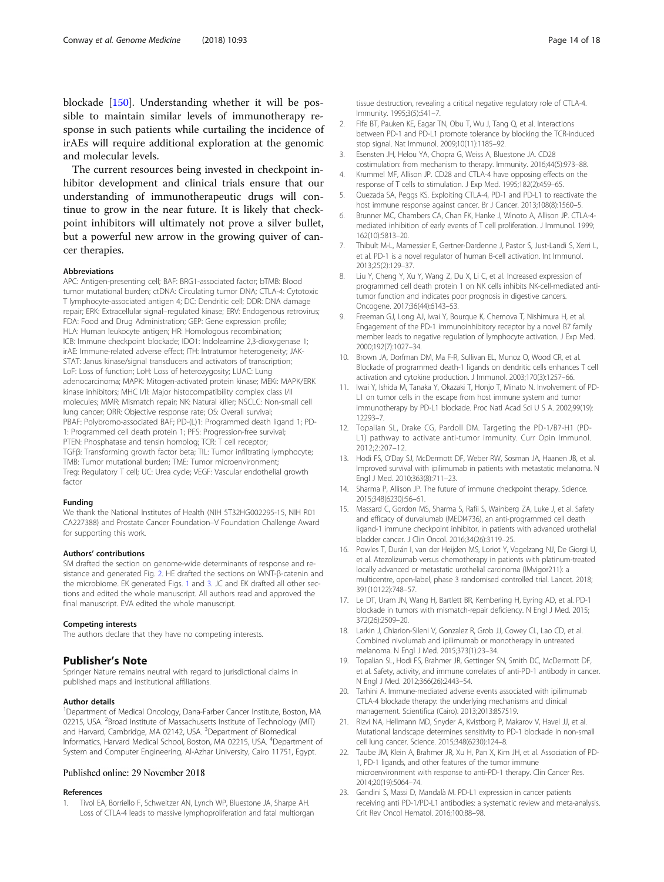blockade [150]. Understanding whether it will be possible to maintain similar levels of immunotherapy response in such patients while curtailing the incidence of irAEs will require additional exploration at the genomic and molecular levels.

The current resources being invested in checkpoint inhibitor development and clinical trials ensure that our understanding of immunotherapeutic drugs will continue to grow in the near future. It is likely that checkpoint inhibitors will ultimately not prove a silver bullet, but a powerful new arrow in the growing quiver of cancer therapies.

#### Abbreviations

APC: Antigen-presenting cell; BAF: BRG1-associated factor; bTMB: Blood tumor mutational burden; ctDNA: Circulating tumor DNA; CTLA-4: Cytotoxic T lymphocyte-associated antigen 4; DC: Dendritic cell; DDR: DNA damage repair; ERK: Extracellular signal–regulated kinase; ERV: Endogenous retrovirus; FDA: Food and Drug Administration; GEP: Gene expression profile; HLA: Human leukocyte antigen; HR: Homologous recombination; ICB: Immune checkpoint blockade; IDO1: Indoleamine 2,3-dioxygenase 1; irAE: Immune-related adverse effect; ITH: Intratumor heterogeneity; JAK-STAT: Janus kinase/signal transducers and activators of transcription; LoF: Loss of function; LoH: Loss of heterozygosity; LUAC: Lung adenocarcinoma; MAPK: Mitogen-activated protein kinase; MEKi: MAPK/ERK kinase inhibitors; MHC I/II: Major histocompatibility complex class I/II molecules; MMR: Mismatch repair; NK: Natural killer; NSCLC: Non-small cell lung cancer; ORR: Objective response rate; OS: Overall survival; PBAF: Polybromo-associated BAF; PD-(L)1: Programmed death ligand 1; PD-1: Programmed cell death protein 1; PFS: Progression-free survival; PTEN: Phosphatase and tensin homolog; TCR: T cell receptor; TGFβ: Transforming growth factor beta; TIL: Tumor infiltrating lymphocyte; TMB: Tumor mutational burden; TME: Tumor microenvironment; Treg: Regulatory T cell; UC: Urea cycle; VEGF: Vascular endothelial growth factor

#### Funding

We thank the National Institutes of Health (NIH 5T32HG002295-15, NIH R01 CA227388) and Prostate Cancer Foundation–V Foundation Challenge Award for supporting this work.

#### Authors' contributions

SM drafted the section on genome-wide determinants of response and resistance and generated Fig. 2. HE drafted the sections on WNT-β-catenin and the microbiome. EK generated Figs. 1 and 3. JC and EK drafted all other sections and edited the whole manuscript. All authors read and approved the final manuscript. EVA edited the whole manuscript.

#### Competing interests

The authors declare that they have no competing interests.

## Publisher's Note

Springer Nature remains neutral with regard to jurisdictional claims in published maps and institutional affiliations.

#### Author details

[1]Department of Medical Oncology, Dana-Farber Cancer Institute, Boston, MA 02215, USA. [2]Broad Institute of Massachusetts Institute of Technology (MIT) and Harvard, Cambridge, MA 02142, USA. [3]Department of Biomedical Informatics, Harvard Medical School, Boston, MA 02215, USA. [4]Department of System and Computer Engineering, Al-Azhar University, Cairo 11751, Egypt.

Published online: 29 November 2018

#### References

1. Tivol EA, Borriello F, Schweitzer AN, Lynch WP, Bluestone JA, Sharpe AH. Loss of CTLA-4 leads to massive lymphoproliferation and fatal multiorgan tissue destruction, revealing a critical negative regulatory role of CTLA-4. Immunity. 1995;3(5):541–7.
2. Fife BT, Pauken KE, Eagar TN, Obu T, Wu J, Tang Q, et al. Interactions between PD-1 and PD-L1 promote tolerance by blocking the TCR-induced stop signal. Nat Immunol. 2009;10(11):1185–92.
3. Esensten JH, Helou YA, Chopra G, Weiss A, Bluestone JA. CD28 costimulation: from mechanism to therapy. Immunity. 2016;44(5):973–88.
4. Krummel MF, Allison JP. CD28 and CTLA-4 have opposing effects on the response of T cells to stimulation. J Exp Med. 1995;182(2):459–65.
5. Quezada SA, Peggs KS. Exploiting CTLA-4, PD-1 and PD-L1 to reactivate the host immune response against cancer. Br J Cancer. 2013;108(8):1560–5.
6. Brunner MC, Chambers CA, Chan FK, Hanke J, Winoto A, Allison JP. CTLA-4-mediated inhibition of early events of T cell proliferation. J Immunol. 1999; 162(10):5813–20.
7. Thibult M-L, Mamessier E, Gertner-Dardenne J, Pastor S, Just-Landi S, Xerri L, et al. PD-1 is a novel regulator of human B-cell activation. Int Immunol. 2013;25(2):129–37.
8. Liu Y, Cheng Y, Xu Y, Wang Z, Du X, Li C, et al. Increased expression of programmed cell death protein 1 on NK cells inhibits NK-cell-mediated anti-tumor function and indicates poor prognosis in digestive cancers. Oncogene. 2017;36(44):6143–53.
9. Freeman GJ, Long AJ, Iwai Y, Bourque K, Chernova T, Nishimura H, et al. Engagement of the PD-1 immunoinhibitory receptor by a novel B7 family member leads to negative regulation of lymphocyte activation. J Exp Med. 2000;192(7):1027–34.
10. Brown JA, Dorfman DM, Ma F-R, Sullivan EL, Munoz O, Wood CR, et al. Blockade of programmed death-1 ligands on dendritic cells enhances T cell activation and cytokine production. J Immunol. 2003;170(3):1257–66.
11. Iwai Y, Ishida M, Tanaka Y, Okazaki T, Honjo T, Minato N. Involvement of PD-L1 on tumor cells in the escape from host immune system and tumor immunotherapy by PD-L1 blockade. Proc Natl Acad Sci U S A. 2002;99(19): 12293–7.
12. Topalian SL, Drake CG, Pardoll DM. Targeting the PD-1/B7-H1 (PD-L1) pathway to activate anti-tumor immunity. Curr Opin Immunol. 2012;2:207–12.
13. Hodi FS, O'Day SJ, McDermott DF, Weber RW, Sosman JA, Haanen JB, et al. Improved survival with ipilimumab in patients with metastatic melanoma. N Engl J Med. 2010;363(8):711–23.
14. Sharma P, Allison JP. The future of immune checkpoint therapy. Science. 2015;348(6230):56–61.
15. Massard C, Gordon MS, Sharma S, Rafii S, Wainberg ZA, Luke J, et al. Safety and efficacy of durvalumab (MEDI4736), an anti-programmed cell death ligand-1 immune checkpoint inhibitor, in patients with advanced urothelial bladder cancer. J Clin Oncol. 2016;34(26):3119–25.
16. Powles T, Durán I, van der Heijden MS, Loriot Y, Vogelzang NJ, De Giorgi U, et al. Atezolizumab versus chemotherapy in patients with platinum-treated locally advanced or metastatic urothelial carcinoma (IMvigor211): a multicentre, open-label, phase 3 randomised controlled trial. Lancet. 2018; 391(10122):748–57.
17. Le DT, Uram JN, Wang H, Bartlett BR, Kemberling H, Eyring AD, et al. PD-1 blockade in tumors with mismatch-repair deficiency. N Engl J Med. 2015; 372(26):2509–20.
18. Larkin J, Chiarion-Sileni V, Gonzalez R, Grob JJ, Cowey CL, Lao CD, et al. Combined nivolumab and ipilimumab or monotherapy in untreated melanoma. N Engl J Med. 2015;373(1):23–34.
19. Topalian SL, Hodi FS, Brahmer JR, Gettinger SN, Smith DC, McDermott DF, et al. Safety, activity, and immune correlates of anti-PD-1 antibody in cancer. N Engl J Med. 2012;366(26):2443–54.
20. Tarhini A. Immune-mediated adverse events associated with ipilimumab CTLA-4 blockade therapy: the underlying mechanisms and clinical management. Scientifica (Cairo). 2013;2013:857519.
21. Rizvi NA, Hellmann MD, Snyder A, Kvistborg P, Makarov V, Havel JJ, et al. Mutational landscape determines sensitivity to PD-1 blockade in non-small cell lung cancer. Science. 2015;348(6230):124–8.
22. Taube JM, Klein A, Brahmer JR, Xu H, Pan X, Kim JH, et al. Association of PD-1, PD-1 ligands, and other features of the tumor immune microenvironment with response to anti-PD-1 therapy. Clin Cancer Res. 2014;20(19):5064–74.
23. Gandini S, Massi D, Mandalà M. PD-L1 expression in cancer patients receiving anti PD-1/PD-L1 antibodies: a systematic review and meta-analysis. Crit Rev Oncol Hematol. 2016;100:88–98.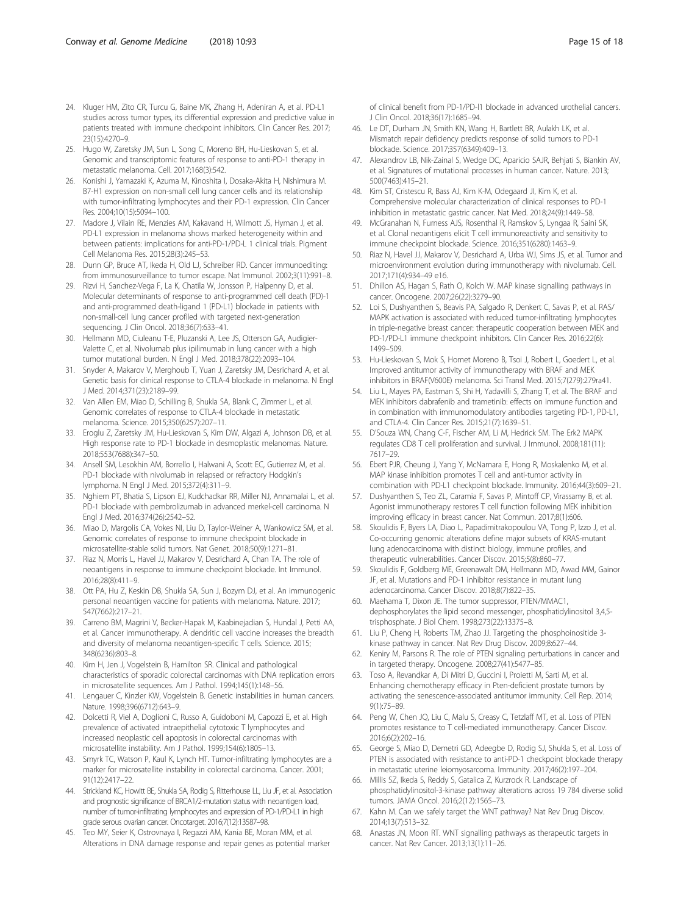24. Kluger HM, Zito CR, Turcu G, Baine MK, Zhang H, Adeniran A, et al. PD-L1 studies across tumor types, its differential expression and predictive value in patients treated with immune checkpoint inhibitors. Clin Cancer Res. 2017; 23(15):4270–9.
25. Hugo W, Zaretsky JM, Sun L, Song C, Moreno BH, Hu-Lieskovan S, et al. Genomic and transcriptomic features of response to anti-PD-1 therapy in metastatic melanoma. Cell. 2017;168(3):542.
26. Konishi J, Yamazaki K, Azuma M, Kinoshita I, Dosaka-Akita H, Nishimura M. B7-H1 expression on non-small cell lung cancer cells and its relationship with tumor-infiltrating lymphocytes and their PD-1 expression. Clin Cancer Res. 2004;10(15):5094–100.
27. Madore J, Vilain RE, Menzies AM, Kakavand H, Wilmott JS, Hyman J, et al. PD-L1 expression in melanoma shows marked heterogeneity within and between patients: implications for anti-PD-1/PD-L 1 clinical trials. Pigment Cell Melanoma Res. 2015;28(3):245–53.
28. Dunn GP, Bruce AT, Ikeda H, Old LJ, Schreiber RD. Cancer immunoediting: from immunosurveillance to tumor escape. Nat Immunol. 2002;3(11):991–8.
29. Rizvi H, Sanchez-Vega F, La K, Chatila W, Jonsson P, Halpenny D, et al. Molecular determinants of response to anti-programmed cell death (PD)-1 and anti-programmed death-ligand 1 (PD-L1) blockade in patients with non-small-cell lung cancer profiled with targeted next-generation sequencing. J Clin Oncol. 2018;36(7):633–41.
30. Hellmann MD, Ciuleanu T-E, Pluzanski A, Lee JS, Otterson GA, Audigier-Valette C, et al. Nivolumab plus ipilimumab in lung cancer with a high tumor mutational burden. N Engl J Med. 2018;378(22):2093–104.
31. Snyder A, Makarov V, Merghoub T, Yuan J, Zaretsky JM, Desrichard A, et al. Genetic basis for clinical response to CTLA-4 blockade in melanoma. N Engl J Med. 2014;371(23):2189–99.
32. Van Allen EM, Miao D, Schilling B, Shukla SA, Blank C, Zimmer L, et al. Genomic correlates of response to CTLA-4 blockade in metastatic melanoma. Science. 2015;350(6257):207–11.
33. Eroglu Z, Zaretsky JM, Hu-Lieskovan S, Kim DW, Algazi A, Johnson DB, et al. High response rate to PD-1 blockade in desmoplastic melanomas. Nature. 2018;553(7688):347–50.
34. Ansell SM, Lesokhin AM, Borrello I, Halwani A, Scott EC, Gutierrez M, et al. PD-1 blockade with nivolumab in relapsed or refractory Hodgkin's lymphoma. N Engl J Med. 2015;372(4):311–9.
35. Nghiem PT, Bhatia S, Lipson EJ, Kudchadkar RR, Miller NJ, Annamalai L, et al. PD-1 blockade with pembrolizumab in advanced merkel-cell carcinoma. N Engl J Med. 2016;374(26):2542–52.
36. Miao D, Margolis CA, Vokes NI, Liu D, Taylor-Weiner A, Wankowicz SM, et al. Genomic correlates of response to immune checkpoint blockade in microsatellite-stable solid tumors. Nat Genet. 2018;50(9):1271–81.
37. Riaz N, Morris L, Havel JJ, Makarov V, Desrichard A, Chan TA. The role of neoantigens in response to immune checkpoint blockade. Int Immunol. 2016;28(8):411–9.
38. Ott PA, Hu Z, Keskin DB, Shukla SA, Sun J, Bozym DJ, et al. An immunogenic personal neoantigen vaccine for patients with melanoma. Nature. 2017; 547(7662):217–21.
39. Carreno BM, Magrini V, Becker-Hapak M, Kaabinejadian S, Hundal J, Petti AA, et al. Cancer immunotherapy. A dendritic cell vaccine increases the breadth and diversity of melanoma neoantigen-specific T cells. Science. 2015; 348(6236):803–8.
40. Kim H, Jen J, Vogelstein B, Hamilton SR. Clinical and pathological characteristics of sporadic colorectal carcinomas with DNA replication errors in microsatellite sequences. Am J Pathol. 1994;145(1):148–56.
41. Lengauer C, Kinzler KW, Vogelstein B. Genetic instabilities in human cancers. Nature. 1998;396(6712):643–9.
42. Dolcetti R, Viel A, Doglioni C, Russo A, Guidoboni M, Capozzi E, et al. High prevalence of activated intraepithelial cytotoxic T lymphocytes and increased neoplastic cell apoptosis in colorectal carcinomas with microsatellite instability. Am J Pathol. 1999;154(6):1805–13.
43. Smyrk TC, Watson P, Kaul K, Lynch HT. Tumor-infiltrating lymphocytes are a marker for microsatellite instability in colorectal carcinoma. Cancer. 2001; 91(12):2417–22.
44. Strickland KC, Howitt BE, Shukla SA, Rodig S, Ritterhouse LL, Liu JF, et al. Association and prognostic significance of BRCA1/2-mutation status with neoantigen load, number of tumor-infiltrating lymphocytes and expression of PD-1/PD-L1 in high grade serous ovarian cancer. Oncotarget. 2016;7(12):13587–98.
45. Teo MY, Seier K, Ostrovnaya I, Regazzi AM, Kania BE, Moran MM, et al. Alterations in DNA damage response and repair genes as potential marker of clinical benefit from PD-1/PD-l1 blockade in advanced urothelial cancers. J Clin Oncol. 2018;36(17):1685–94.
46. Le DT, Durham JN, Smith KN, Wang H, Bartlett BR, Aulakh LK, et al. Mismatch repair deficiency predicts response of solid tumors to PD-1 blockade. Science. 2017;357(6349):409–13.
47. Alexandrov LB, Nik-Zainal S, Wedge DC, Aparicio SAJR, Behjati S, Biankin AV, et al. Signatures of mutational processes in human cancer. Nature. 2013; 500(7463):415–21.
48. Kim ST, Cristescu R, Bass AJ, Kim K-M, Odegaard JI, Kim K, et al. Comprehensive molecular characterization of clinical responses to PD-1 inhibition in metastatic gastric cancer. Nat Med. 2018;24(9):1449–58.
49. McGranahan N, Furness AJS, Rosenthal R, Ramskov S, Lyngaa R, Saini SK, et al. Clonal neoantigens elicit T cell immunoreactivity and sensitivity to immune checkpoint blockade. Science. 2016;351(6280):1463–9.
50. Riaz N, Havel JJ, Makarov V, Desrichard A, Urba WJ, Sims JS, et al. Tumor and microenvironment evolution during immunotherapy with nivolumab. Cell. 2017;171(4):934–49 e16.
51. Dhillon AS, Hagan S, Rath O, Kolch W. MAP kinase signalling pathways in cancer. Oncogene. 2007;26(22):3279–90.
52. Loi S, Dushyanthen S, Beavis PA, Salgado R, Denkert C, Savas P, et al. RAS/MAPK activation is associated with reduced tumor-infiltrating lymphocytes in triple-negative breast cancer: therapeutic cooperation between MEK and PD-1/PD-L1 immune checkpoint inhibitors. Clin Cancer Res. 2016;22(6): 1499–509.
53. Hu-Lieskovan S, Mok S, Homet Moreno B, Tsoi J, Robert L, Goedert L, et al. Improved antitumor activity of immunotherapy with BRAF and MEK inhibitors in BRAF(V600E) melanoma. Sci Transl Med. 2015;7(279):279ra41.
54. Liu L, Mayes PA, Eastman S, Shi H, Yadavilli S, Zhang T, et al. The BRAF and MEK inhibitors dabrafenib and trametinib: effects on immune function and in combination with immunomodulatory antibodies targeting PD-1, PD-L1, and CTLA-4. Clin Cancer Res. 2015;21(7):1639–51.
55. D'Souza WN, Chang C-F, Fischer AM, Li M, Hedrick SM. The Erk2 MAPK regulates CD8 T cell proliferation and survival. J Immunol. 2008;181(11): 7617–29.
56. Ebert PJR, Cheung J, Yang Y, McNamara E, Hong R, Moskalenko M, et al. MAP kinase inhibition promotes T cell and anti-tumor activity in combination with PD-L1 checkpoint blockade. Immunity. 2016;44(3):609–21.
57. Dushyanthen S, Teo ZL, Caramia F, Savas P, Mintoff CP, Virassamy B, et al. Agonist immunotherapy restores T cell function following MEK inhibition improving efficacy in breast cancer. Nat Commun. 2017;8(1):606.
58. Skoulidis F, Byers LA, Diao L, Papadimitrakopoulou VA, Tong P, Izzo J, et al. Co-occurring genomic alterations define major subsets of KRAS-mutant lung adenocarcinoma with distinct biology, immune profiles, and therapeutic vulnerabilities. Cancer Discov. 2015;5(8):860–77.
59. Skoulidis F, Goldberg ME, Greenawalt DM, Hellmann MD, Awad MM, Gainor JF, et al. Mutations and PD-1 inhibitor resistance in mutant lung adenocarcinoma. Cancer Discov. 2018;8(7):822–35.
60. Maehama T, Dixon JE. The tumor suppressor, PTEN/MMAC1, dephosphorylates the lipid second messenger, phosphatidylinositol 3,4,5-trisphosphate. J Biol Chem. 1998;273(22):13375–8.
61. Liu P, Cheng H, Roberts TM, Zhao JJ. Targeting the phosphoinositide 3-kinase pathway in cancer. Nat Rev Drug Discov. 2009;8:627–44.
62. Keniry M, Parsons R. The role of PTEN signaling perturbations in cancer and in targeted therapy. Oncogene. 2008;27(41):5477–85.
63. Toso A, Revandkar A, Di Mitri D, Guccini I, Proietti M, Sarti M, et al. Enhancing chemotherapy efficacy in Pten-deficient prostate tumors by activating the senescence-associated antitumor immunity. Cell Rep. 2014; 9(1):75–89.
64. Peng W, Chen JQ, Liu C, Malu S, Creasy C, Tetzlaff MT, et al. Loss of PTEN promotes resistance to T cell-mediated immunotherapy. Cancer Discov. 2016;6(2):202–16.
65. George S, Miao D, Demetri GD, Adeegbe D, Rodig SJ, Shukla S, et al. Loss of PTEN is associated with resistance to anti-PD-1 checkpoint blockade therapy in metastatic uterine leiomyosarcoma. Immunity. 2017;46(2):197–204.
66. Millis SZ, Ikeda S, Reddy S, Gatalica Z, Kurzrock R. Landscape of phosphatidylinositol-3-kinase pathway alterations across 19 784 diverse solid tumors. JAMA Oncol. 2016;2(12):1565–73.
67. Kahn M. Can we safely target the WNT pathway? Nat Rev Drug Discov. 2014;13(7):513–32.
68. Anastas JN, Moon RT. WNT signalling pathways as therapeutic targets in cancer. Nat Rev Cancer. 2013;13(1):11–26.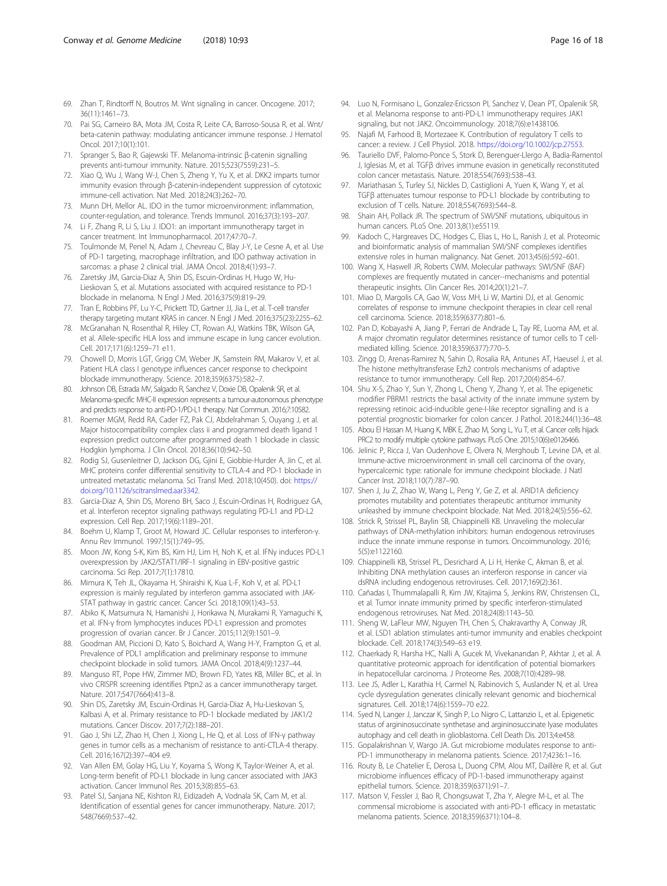69. Zhan T, Rindtorff N, Boutros M. Wnt signaling in cancer. Oncogene. 2017; 36(11):1461–73.
70. Pai SG, Carneiro BA, Mota JM, Costa R, Leite CA, Barroso-Sousa R, et al. Wnt/ beta-catenin pathway: modulating anticancer immune response. J Hematol Oncol. 2017;10(1):101.
71. Spranger S, Bao R, Gajewski TF. Melanoma-intrinsic β-catenin signalling prevents anti-tumour immunity. Nature. 2015;523(7559):231–5.
72. Xiao Q, Wu J, Wang W-J, Chen S, Zheng Y, Yu X, et al. DKK2 imparts tumor immunity evasion through β-catenin-independent suppression of cytotoxic immune-cell activation. Nat Med. 2018;24(3):262–70.
73. Munn DH, Mellor AL. IDO in the tumor microenvironment: inflammation, counter-regulation, and tolerance. Trends Immunol. 2016;37(3):193–207.
74. Li F, Zhang R, Li S, Liu J. IDO1: an important immunotherapy target in cancer treatment. Int Immunopharmacol. 2017;47:70–7.
75. Toulmonde M, Penel N, Adam J, Chevreau C, Blay J-Y, Le Cesne A, et al. Use of PD-1 targeting, macrophage infiltration, and IDO pathway activation in sarcomas: a phase 2 clinical trial. JAMA Oncol. 2018;4(1):93–7.
76. Zaretsky JM, Garcia-Diaz A, Shin DS, Escuin-Ordinas H, Hugo W, Hu-Lieskovan S, et al. Mutations associated with acquired resistance to PD-1 blockade in melanoma. N Engl J Med. 2016;375(9):819–29.
77. Tran E, Robbins PF, Lu Y-C, Prickett TD, Gartner JJ, Jia L, et al. T-cell transfer therapy targeting mutant KRAS in cancer. N Engl J Med. 2016;375(23):2255–62.
78. McGranahan N, Rosenthal R, Hiley CT, Rowan AJ, Watkins TBK, Wilson GA, et al. Allele-specific HLA loss and immune escape in lung cancer evolution. Cell. 2017;171(6):1259–71 e11.
79. Chowell D, Morris LGT, Grigg CM, Weber JK, Samstein RM, Makarov V, et al. Patient HLA class I genotype influences cancer response to checkpoint blockade immunotherapy. Science. 2018;359(6375):582–7.
80. Johnson DB, Estrada MV, Salgado R, Sanchez V, Doxie DB, Opalenik SR, et al. Melanoma-specific MHC-II expression represents a tumour-autonomous phenotype and predicts response to anti-PD-1/PD-L1 therapy. Nat Commun. 2016;7:10582.
81. Roemer MGM, Redd RA, Cader FZ, Pak CJ, Abdelrahman S, Ouyang J, et al. Major histocompatibility complex class ii and programmed death ligand 1 expression predict outcome after programmed death 1 blockade in classic Hodgkin lymphoma. J Clin Oncol. 2018;36(10):942–50.
82. Rodig SJ, Gusenleitner D, Jackson DG, Gjini E, Giobbie-Hurder A, Jin C, et al. MHC proteins confer differential sensitivity to CTLA-4 and PD-1 blockade in untreated metastatic melanoma. Sci Transl Med. 2018;10(450). doi: https://doi.org/10.1126/scitranslmed.aar3342.
83. Garcia-Diaz A, Shin DS, Moreno BH, Saco J, Escuin-Ordinas H, Rodriguez GA, et al. Interferon receptor signaling pathways regulating PD-L1 and PD-L2 expression. Cell Rep. 2017;19(6):1189–201.
84. Boehm U, Klamp T, Groot M, Howard JC. Cellular responses to interferon-γ. Annu Rev Immunol. 1997;15(1):749–95.
85. Moon JW, Kong S-K, Kim BS, Kim HJ, Lim H, Noh K, et al. IFNγ induces PD-L1 overexpression by JAK2/STAT1/IRF-1 signaling in EBV-positive gastric carcinoma. Sci Rep. 2017;7(1):17810.
86. Mimura K, Teh JL, Okayama H, Shiraishi K, Kua L-F, Koh V, et al. PD-L1 expression is mainly regulated by interferon gamma associated with JAK-STAT pathway in gastric cancer. Cancer Sci. 2018;109(1):43–53.
87. Abiko K, Matsumura N, Hamanishi J, Horikawa N, Murakami R, Yamaguchi K, et al. IFN-γ from lymphocytes induces PD-L1 expression and promotes progression of ovarian cancer. Br J Cancer. 2015;112(9):1501–9.
88. Goodman AM, Piccioni D, Kato S, Boichard A, Wang H-Y, Frampton G, et al. Prevalence of PDL1 amplification and preliminary response to immune checkpoint blockade in solid tumors. JAMA Oncol. 2018;4(9):1237–44.
89. Manguso RT, Pope HW, Zimmer MD, Brown FD, Yates KB, Miller BC, et al. In vivo CRISPR screening identifies Ptpn2 as a cancer immunotherapy target. Nature. 2017;547(7664):413–8.
90. Shin DS, Zaretsky JM, Escuin-Ordinas H, Garcia-Diaz A, Hu-Lieskovan S, Kalbasi A, et al. Primary resistance to PD-1 blockade mediated by JAK1/2 mutations. Cancer Discov. 2017;7(2):188–201.
91. Gao J, Shi LZ, Zhao H, Chen J, Xiong L, He Q, et al. Loss of IFN-γ pathway genes in tumor cells as a mechanism of resistance to anti-CTLA-4 therapy. Cell. 2016;167(2):397–404 e9.
92. Van Allen EM, Golay HG, Liu Y, Koyama S, Wong K, Taylor-Weiner A, et al. Long-term benefit of PD-L1 blockade in lung cancer associated with JAK3 activation. Cancer Immunol Res. 2015;3(8):855–63.
93. Patel SJ, Sanjana NE, Kishton RJ, Eidizadeh A, Vodnala SK, Cam M, et al. Identification of essential genes for cancer immunotherapy. Nature. 2017; 548(7669):537–42.
94. Luo N, Formisano L, Gonzalez-Ericsson PI, Sanchez V, Dean PT, Opalenik SR, et al. Melanoma response to anti-PD-L1 immunotherapy requires JAK1 signaling, but not JAK2. Oncoimmunology. 2018;7(6):e1438106.
95. Najafi M, Farhood B, Mortezaee K. Contribution of regulatory T cells to cancer: a review. J Cell Physiol. 2018. https://doi.org/10.1002/jcp.27553.
96. Tauriello DVF, Palomo-Ponce S, Stork D, Berenguer-Llergo A, Badia-Ramentol J, Iglesias M, et al. TGFβ drives immune evasion in genetically reconstituted colon cancer metastasis. Nature. 2018;554(7693):538–43.
97. Mariathasan S, Turley SJ, Nickles D, Castiglioni A, Yuen K, Wang Y, et al. TGFβ attenuates tumour response to PD-L1 blockade by contributing to exclusion of T cells. Nature. 2018;554(7693):544–8.
98. Shain AH, Pollack JR. The spectrum of SWI/SNF mutations, ubiquitous in human cancers. PLoS One. 2013;8(1):e55119.
99. Kadoch C, Hargreaves DC, Hodges C, Elias L, Ho L, Ranish J, et al. Proteomic and bioinformatic analysis of mammalian SWI/SNF complexes identifies extensive roles in human malignancy. Nat Genet. 2013;45(6):592–601.
100. Wang X, Haswell JR, Roberts CWM. Molecular pathways: SWI/SNF (BAF) complexes are frequently mutated in cancer--mechanisms and potential therapeutic insights. Clin Cancer Res. 2014;20(1):21–7.
101. Miao D, Margolis CA, Gao W, Voss MH, Li W, Martini DJ, et al. Genomic correlates of response to immune checkpoint therapies in clear cell renal cell carcinoma. Science. 2018;359(6377):801–6.
102. Pan D, Kobayashi A, Jiang P, Ferrari de Andrade L, Tay RE, Luoma AM, et al. A major chromatin regulator determines resistance of tumor cells to T cell-mediated killing. Science. 2018;359(6377):770–5.
103. Zingg D, Arenas-Ramirez N, Sahin D, Rosalia RA, Antunes AT, Haeusel J, et al. The histone methyltransferase Ezh2 controls mechanisms of adaptive resistance to tumor immunotherapy. Cell Rep. 2017;20(4):854–67.
104. Shu X-S, Zhao Y, Sun Y, Zhong L, Cheng Y, Zhang Y, et al. The epigenetic modifier PBRM1 restricts the basal activity of the innate immune system by repressing retinoic acid-inducible gene-I-like receptor signalling and is a potential prognostic biomarker for colon cancer. J Pathol. 2018;244(1):36–48.
105. Abou El Hassan M, Huang K, MBK E, Zhao M, Song L, Yu T, et al. Cancer cells hijack PRC2 to modify multiple cytokine pathways. PLoS One. 2015;10(6):e0126466.
106. Jelinic P, Ricca J, Van Oudenhove E, Olvera N, Merghoub T, Levine DA, et al. Immune-active microenvironment in small cell carcinoma of the ovary, hypercalcemic type: rationale for immune checkpoint blockade. J Natl Cancer Inst. 2018;110(7):787–90.
107. Shen J, Ju Z, Zhao W, Wang L, Peng Y, Ge Z, et al. ARID1A deficiency promotes mutability and potentiates therapeutic antitumor immunity unleashed by immune checkpoint blockade. Nat Med. 2018;24(5):556–62.
108. Strick R, Strissel PL, Baylin SB, Chiappinelli KB. Unraveling the molecular pathways of DNA-methylation inhibitors: human endogenous retroviruses induce the innate immune response in tumors. Oncoimmunology. 2016; 5(5):e1122160.
109. Chiappinelli KB, Strissel PL, Desrichard A, Li H, Henke C, Akman B, et al. Inhibiting DNA methylation causes an interferon response in cancer via dsRNA including endogenous retroviruses. Cell. 2017;169(2):361.
110. Cañadas I, Thummalapalli R, Kim JW, Kitajima S, Jenkins RW, Christensen CL, et al. Tumor innate immunity primed by specific interferon-stimulated endogenous retroviruses. Nat Med. 2018;24(8):1143–50.
111. Sheng W, LaFleur MW, Nguyen TH, Chen S, Chakravarthy A, Conway JR, et al. LSD1 ablation stimulates anti-tumor immunity and enables checkpoint blockade. Cell. 2018;174(3):549–63 e19.
112. Chaerkady R, Harsha HC, Nalli A, Gucek M, Vivekanandan P, Akhtar J, et al. A quantitative proteomic approach for identification of potential biomarkers in hepatocellular carcinoma. J Proteome Res. 2008;7(10):4289–98.
113. Lee JS, Adler L, Karathia H, Carmel N, Rabinovich S, Auslander N, et al. Urea cycle dysregulation generates clinically relevant genomic and biochemical signatures. Cell. 2018;174(6):1559–70 e22.
114. Syed N, Langer J, Janczar K, Singh P, Lo Nigro C, Lattanzio L, et al. Epigenetic status of argininosuccinate synthetase and argininosuccinate lyase modulates autophagy and cell death in glioblastoma. Cell Death Dis. 2013;4:e458.
115. Gopalakrishnan V, Wargo JA. Gut microbiome modulates response to anti-PD-1 immunotherapy in melanoma patients. Science. 2017;4236:1–16.
116. Routy B, Le Chatelier E, Derosa L, Duong CPM, Alou MT, Daillère R, et al. Gut microbiome influences efficacy of PD-1-based immunotherapy against epithelial tumors. Science. 2018;359(6371):91–7.
117. Matson V, Fessler J, Bao R, Chongsuwat T, Zha Y, Alegre M-L, et al. The commensal microbiome is associated with anti-PD-1 efficacy in metastatic melanoma patients. Science. 2018;359(6371):104–8.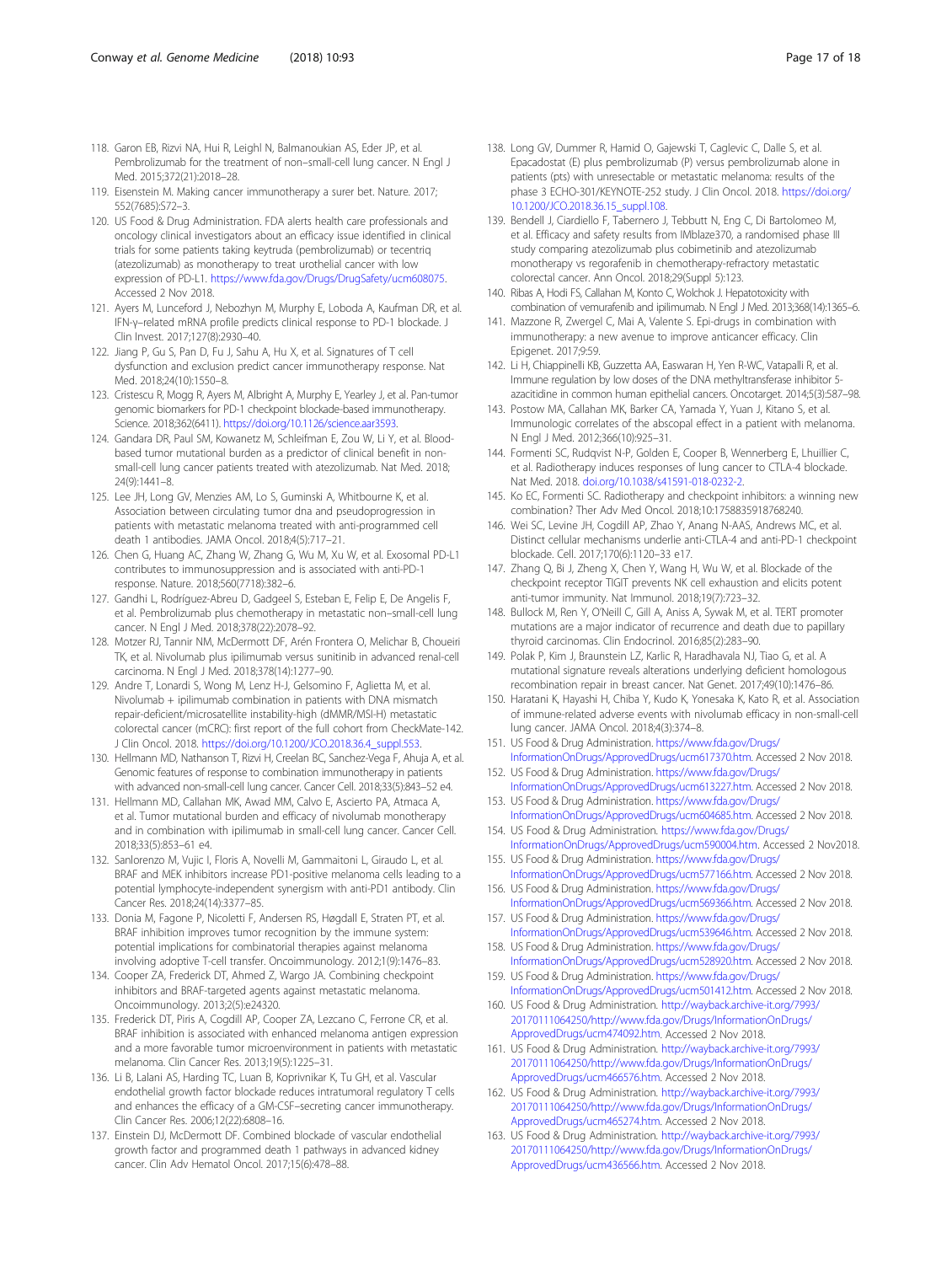118. Garon EB, Rizvi NA, Hui R, Leighl N, Balmanoukian AS, Eder JP, et al. Pembrolizumab for the treatment of non–small-cell lung cancer. N Engl J Med. 2015;372(21):2018–28.
119. Eisenstein M. Making cancer immunotherapy a surer bet. Nature. 2017; 552(7685):S72–3.
120. US Food & Drug Administration. FDA alerts health care professionals and oncology clinical investigators about an efficacy issue identified in clinical trials for some patients taking keytruda (pembrolizumab) or tecentriq (atezolizumab) as monotherapy to treat urothelial cancer with low expression of PD-L1. https://www.fda.gov/Drugs/DrugSafety/ucm608075. Accessed 2 Nov 2018.
121. Ayers M, Lunceford J, Nebozhyn M, Murphy E, Loboda A, Kaufman DR, et al. IFN-γ–related mRNA profile predicts clinical response to PD-1 blockade. J Clin Invest. 2017;127(8):2930–40.
122. Jiang P, Gu S, Pan D, Fu J, Sahu A, Hu X, et al. Signatures of T cell dysfunction and exclusion predict cancer immunotherapy response. Nat Med. 2018;24(10):1550–8.
123. Cristescu R, Mogg R, Ayers M, Albright A, Murphy E, Yearley J, et al. Pan-tumor genomic biomarkers for PD-1 checkpoint blockade-based immunotherapy. Science. 2018;362(6411). https://doi.org/10.1126/science.aar3593.
124. Gandara DR, Paul SM, Kowanetz M, Schleifman E, Zou W, Li Y, et al. Blood-based tumor mutational burden as a predictor of clinical benefit in non-small-cell lung cancer patients treated with atezolizumab. Nat Med. 2018; 24(9):1441–8.
125. Lee JH, Long GV, Menzies AM, Lo S, Guminski A, Whitbourne K, et al. Association between circulating tumor dna and pseudoprogression in patients with metastatic melanoma treated with anti-programmed cell death 1 antibodies. JAMA Oncol. 2018;4(5):717–21.
126. Chen G, Huang AC, Zhang W, Zhang G, Wu M, Xu W, et al. Exosomal PD-L1 contributes to immunosuppression and is associated with anti-PD-1 response. Nature. 2018;560(7718):382–6.
127. Gandhi L, Rodríguez-Abreu D, Gadgeel S, Esteban E, Felip E, De Angelis F, et al. Pembrolizumab plus chemotherapy in metastatic non–small-cell lung cancer. N Engl J Med. 2018;378(22):2078–92.
128. Motzer RJ, Tannir NM, McDermott DF, Arén Frontera O, Melichar B, Choueiri TK, et al. Nivolumab plus ipilimumab versus sunitinib in advanced renal-cell carcinoma. N Engl J Med. 2018;378(14):1277–90.
129. Andre T, Lonardi S, Wong M, Lenz H-J, Gelsomino F, Aglietta M, et al. Nivolumab + ipilimumab combination in patients with DNA mismatch repair-deficient/microsatellite instability-high (dMMR/MSI-H) metastatic colorectal cancer (mCRC): first report of the full cohort from CheckMate-142. J Clin Oncol. 2018. https://doi.org/10.1200/JCO.2018.36.4_suppl.553.
130. Hellmann MD, Nathanson T, Rizvi H, Creelan BC, Sanchez-Vega F, Ahuja A, et al. Genomic features of response to combination immunotherapy in patients with advanced non-small-cell lung cancer. Cancer Cell. 2018;33(5):843–52 e4.
131. Hellmann MD, Callahan MK, Awad MM, Calvo E, Ascierto PA, Atmaca A, et al. Tumor mutational burden and efficacy of nivolumab monotherapy and in combination with ipilimumab in small-cell lung cancer. Cancer Cell. 2018;33(5):853–61 e4.
132. Sanlorenzo M, Vujic I, Floris A, Novelli M, Gammaitoni L, Giraudo L, et al. BRAF and MEK inhibitors increase PD1-positive melanoma cells leading to a potential lymphocyte-independent synergism with anti-PD1 antibody. Clin Cancer Res. 2018;24(14):3377–85.
133. Donia M, Fagone P, Nicoletti F, Andersen RS, Høgdall E, Straten PT, et al. BRAF inhibition improves tumor recognition by the immune system: potential implications for combinatorial therapies against melanoma involving adoptive T-cell transfer. Oncoimmunology. 2012;1(9):1476–83.
134. Cooper ZA, Frederick DT, Ahmed Z, Wargo JA. Combining checkpoint inhibitors and BRAF-targeted agents against metastatic melanoma. Oncoimmunology. 2013;2(5):e24320.
135. Frederick DT, Piris A, Cogdill AP, Cooper ZA, Lezcano C, Ferrone CR, et al. BRAF inhibition is associated with enhanced melanoma antigen expression and a more favorable tumor microenvironment in patients with metastatic melanoma. Clin Cancer Res. 2013;19(5):1225–31.
136. Li B, Lalani AS, Harding TC, Luan B, Koprivnikar K, Tu GH, et al. Vascular endothelial growth factor blockade reduces intratumoral regulatory T cells and enhances the efficacy of a GM-CSF–secreting cancer immunotherapy. Clin Cancer Res. 2006;12(22):6808–16.
137. Einstein DJ, McDermott DF. Combined blockade of vascular endothelial growth factor and programmed death 1 pathways in advanced kidney cancer. Clin Adv Hematol Oncol. 2017;15(6):478–88.
138. Long GV, Dummer R, Hamid O, Gajewski T, Caglevic C, Dalle S, et al. Epacadostat (E) plus pembrolizumab (P) versus pembrolizumab alone in patients (pts) with unresectable or metastatic melanoma: results of the phase 3 ECHO-301/KEYNOTE-252 study. J Clin Oncol. 2018. https://doi.org/10.1200/JCO.2018.36.15_suppl.108.
139. Bendell J, Ciardiello F, Tabernero J, Tebbutt N, Eng C, Di Bartolomeo M, et al. Efficacy and safety results from IMblaze370, a randomised phase III study comparing atezolizumab plus cobimetinib and atezolizumab monotherapy vs regorafenib in chemotherapy-refractory metastatic colorectal cancer. Ann Oncol. 2018;29(Suppl 5):123.
140. Ribas A, Hodi FS, Callahan M, Konto C, Wolchok J. Hepatotoxicity with combination of vemurafenib and ipilimumab. N Engl J Med. 2013;368(14):1365–6.
141. Mazzone R, Zwergel C, Mai A, Valente S. Epi-drugs in combination with immunotherapy: a new avenue to improve anticancer efficacy. Clin Epigenet. 2017;9:59.
142. Li H, Chiappinelli KB, Guzzetta AA, Easwaran H, Yen R-WC, Vatapalli R, et al. Immune regulation by low doses of the DNA methyltransferase inhibitor 5-azacitidine in common human epithelial cancers. Oncotarget. 2014;5(3):587–98.
143. Postow MA, Callahan MK, Barker CA, Yamada Y, Yuan J, Kitano S, et al. Immunologic correlates of the abscopal effect in a patient with melanoma. N Engl J Med. 2012;366(10):925–31.
144. Formenti SC, Rudqvist N-P, Golden E, Cooper B, Wennerberg E, Lhuillier C, et al. Radiotherapy induces responses of lung cancer to CTLA-4 blockade. Nat Med. 2018. doi.org/10.1038/s41591-018-0232-2.
145. Ko EC, Formenti SC. Radiotherapy and checkpoint inhibitors: a winning new combination? Ther Adv Med Oncol. 2018;10:1758835918768240.
146. Wei SC, Levine JH, Cogdill AP, Zhao Y, Anang N-AAS, Andrews MC, et al. Distinct cellular mechanisms underlie anti-CTLA-4 and anti-PD-1 checkpoint blockade. Cell. 2017;170(6):1120–33 e17.
147. Zhang Q, Bi J, Zheng X, Chen Y, Wang H, Wu W, et al. Blockade of the checkpoint receptor TIGIT prevents NK cell exhaustion and elicits potent anti-tumor immunity. Nat Immunol. 2018;19(7):723–32.
148. Bullock M, Ren Y, O'Neill C, Gill A, Aniss A, Sywak M, et al. TERT promoter mutations are a major indicator of recurrence and death due to papillary thyroid carcinomas. Clin Endocrinol. 2016;85(2):283–90.
149. Polak P, Kim J, Braunstein LZ, Karlic R, Haradhavala NJ, Tiao G, et al. A mutational signature reveals alterations underlying deficient homologous recombination repair in breast cancer. Nat Genet. 2017;49(10):1476–86.
150. Haratani K, Hayashi H, Chiba Y, Kudo K, Yonesaka K, Kato R, et al. Association of immune-related adverse events with nivolumab efficacy in non-small-cell lung cancer. JAMA Oncol. 2018;4(3):374–8.
151. US Food & Drug Administration. https://www.fda.gov/Drugs/InformationOnDrugs/ApprovedDrugs/ucm617370.htm. Accessed 2 Nov 2018.
152. US Food & Drug Administration. https://www.fda.gov/Drugs/InformationOnDrugs/ApprovedDrugs/ucm613227.htm. Accessed 2 Nov 2018.
153. US Food & Drug Administration. https://www.fda.gov/Drugs/InformationOnDrugs/ApprovedDrugs/ucm604685.htm. Accessed 2 Nov 2018.
154. US Food & Drug Administration. https://www.fda.gov/Drugs/InformationOnDrugs/ApprovedDrugs/ucm590004.htm. Accessed 2 Nov2018.
155. US Food & Drug Administration. https://www.fda.gov/Drugs/InformationOnDrugs/ApprovedDrugs/ucm577166.htm. Accessed 2 Nov 2018.
156. US Food & Drug Administration. https://www.fda.gov/Drugs/InformationOnDrugs/ApprovedDrugs/ucm569366.htm. Accessed 2 Nov 2018.
157. US Food & Drug Administration. https://www.fda.gov/Drugs/InformationOnDrugs/ApprovedDrugs/ucm539646.htm. Accessed 2 Nov 2018.
158. US Food & Drug Administration. https://www.fda.gov/Drugs/InformationOnDrugs/ApprovedDrugs/ucm528920.htm. Accessed 2 Nov 2018.
159. US Food & Drug Administration. https://www.fda.gov/Drugs/InformationOnDrugs/ApprovedDrugs/ucm501412.htm. Accessed 2 Nov 2018.
160. US Food & Drug Administration. http://wayback.archive-it.org/7993/20170111064250/http://www.fda.gov/Drugs/InformationOnDrugs/ApprovedDrugs/ucm474092.htm. Accessed 2 Nov 2018.
161. US Food & Drug Administration. http://wayback.archive-it.org/7993/20170111064250/http://www.fda.gov/Drugs/InformationOnDrugs/ApprovedDrugs/ucm466576.htm. Accessed 2 Nov 2018.
162. US Food & Drug Administration. http://wayback.archive-it.org/7993/20170111064250/http://www.fda.gov/Drugs/InformationOnDrugs/ApprovedDrugs/ucm465274.htm. Accessed 2 Nov 2018.
163. US Food & Drug Administration. http://wayback.archive-it.org/7993/20170111064250/http://www.fda.gov/Drugs/InformationOnDrugs/ApprovedDrugs/ucm436566.htm. Accessed 2 Nov 2018.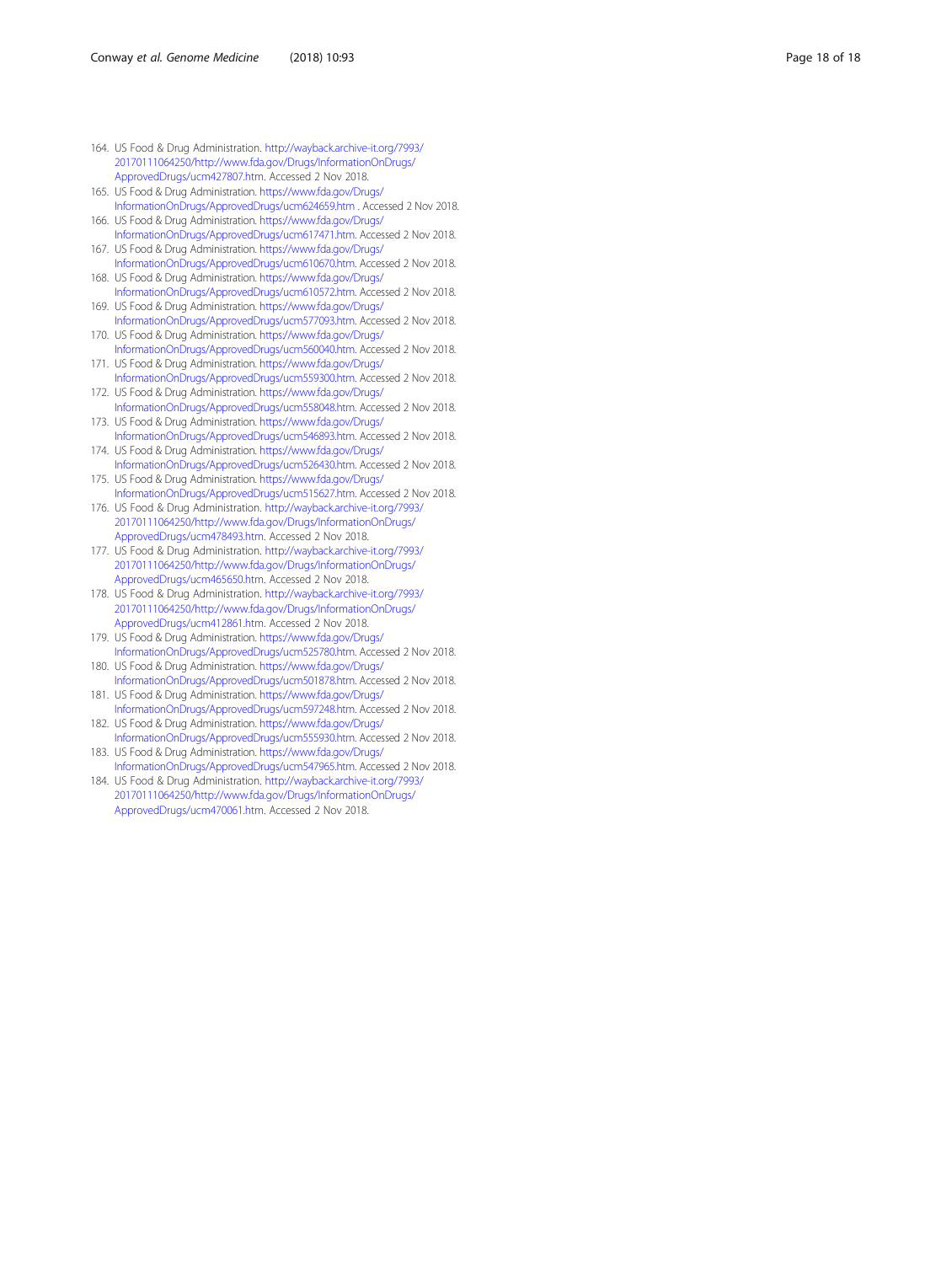164. US Food & Drug Administration. http://wayback.archive-it.org/7993/20170111064250/http://www.fda.gov/Drugs/InformationOnDrugs/ApprovedDrugs/ucm427807.htm. Accessed 2 Nov 2018.
165. US Food & Drug Administration. https://www.fda.gov/Drugs/InformationOnDrugs/ApprovedDrugs/ucm624659.htm . Accessed 2 Nov 2018.
166. US Food & Drug Administration. https://www.fda.gov/Drugs/InformationOnDrugs/ApprovedDrugs/ucm617471.htm. Accessed 2 Nov 2018.
167. US Food & Drug Administration. https://www.fda.gov/Drugs/InformationOnDrugs/ApprovedDrugs/ucm610670.htm. Accessed 2 Nov 2018.
168. US Food & Drug Administration. https://www.fda.gov/Drugs/InformationOnDrugs/ApprovedDrugs/ucm610572.htm. Accessed 2 Nov 2018.
169. US Food & Drug Administration. https://www.fda.gov/Drugs/InformationOnDrugs/ApprovedDrugs/ucm577093.htm. Accessed 2 Nov 2018.
170. US Food & Drug Administration. https://www.fda.gov/Drugs/InformationOnDrugs/ApprovedDrugs/ucm560040.htm. Accessed 2 Nov 2018.
171. US Food & Drug Administration. https://www.fda.gov/Drugs/InformationOnDrugs/ApprovedDrugs/ucm559300.htm. Accessed 2 Nov 2018.
172. US Food & Drug Administration. https://www.fda.gov/Drugs/InformationOnDrugs/ApprovedDrugs/ucm558048.htm. Accessed 2 Nov 2018.
173. US Food & Drug Administration. https://www.fda.gov/Drugs/InformationOnDrugs/ApprovedDrugs/ucm546893.htm. Accessed 2 Nov 2018.
174. US Food & Drug Administration. https://www.fda.gov/Drugs/InformationOnDrugs/ApprovedDrugs/ucm526430.htm. Accessed 2 Nov 2018.
175. US Food & Drug Administration. https://www.fda.gov/Drugs/InformationOnDrugs/ApprovedDrugs/ucm515627.htm. Accessed 2 Nov 2018.
176. US Food & Drug Administration. http://wayback.archive-it.org/7993/20170111064250/http://www.fda.gov/Drugs/InformationOnDrugs/ApprovedDrugs/ucm478493.htm. Accessed 2 Nov 2018.
177. US Food & Drug Administration. http://wayback.archive-it.org/7993/20170111064250/http://www.fda.gov/Drugs/InformationOnDrugs/ApprovedDrugs/ucm465650.htm. Accessed 2 Nov 2018.
178. US Food & Drug Administration. http://wayback.archive-it.org/7993/20170111064250/http://www.fda.gov/Drugs/InformationOnDrugs/ApprovedDrugs/ucm412861.htm. Accessed 2 Nov 2018.
179. US Food & Drug Administration. https://www.fda.gov/Drugs/InformationOnDrugs/ApprovedDrugs/ucm525780.htm. Accessed 2 Nov 2018.
180. US Food & Drug Administration. https://www.fda.gov/Drugs/InformationOnDrugs/ApprovedDrugs/ucm501878.htm. Accessed 2 Nov 2018.
181. US Food & Drug Administration. https://www.fda.gov/Drugs/InformationOnDrugs/ApprovedDrugs/ucm597248.htm. Accessed 2 Nov 2018.
182. US Food & Drug Administration. https://www.fda.gov/Drugs/InformationOnDrugs/ApprovedDrugs/ucm555930.htm. Accessed 2 Nov 2018.
183. US Food & Drug Administration. https://www.fda.gov/Drugs/InformationOnDrugs/ApprovedDrugs/ucm547965.htm. Accessed 2 Nov 2018.
184. US Food & Drug Administration. http://wayback.archive-it.org/7993/20170111064250/http://www.fda.gov/Drugs/InformationOnDrugs/ApprovedDrugs/ucm470061.htm. Accessed 2 Nov 2018.